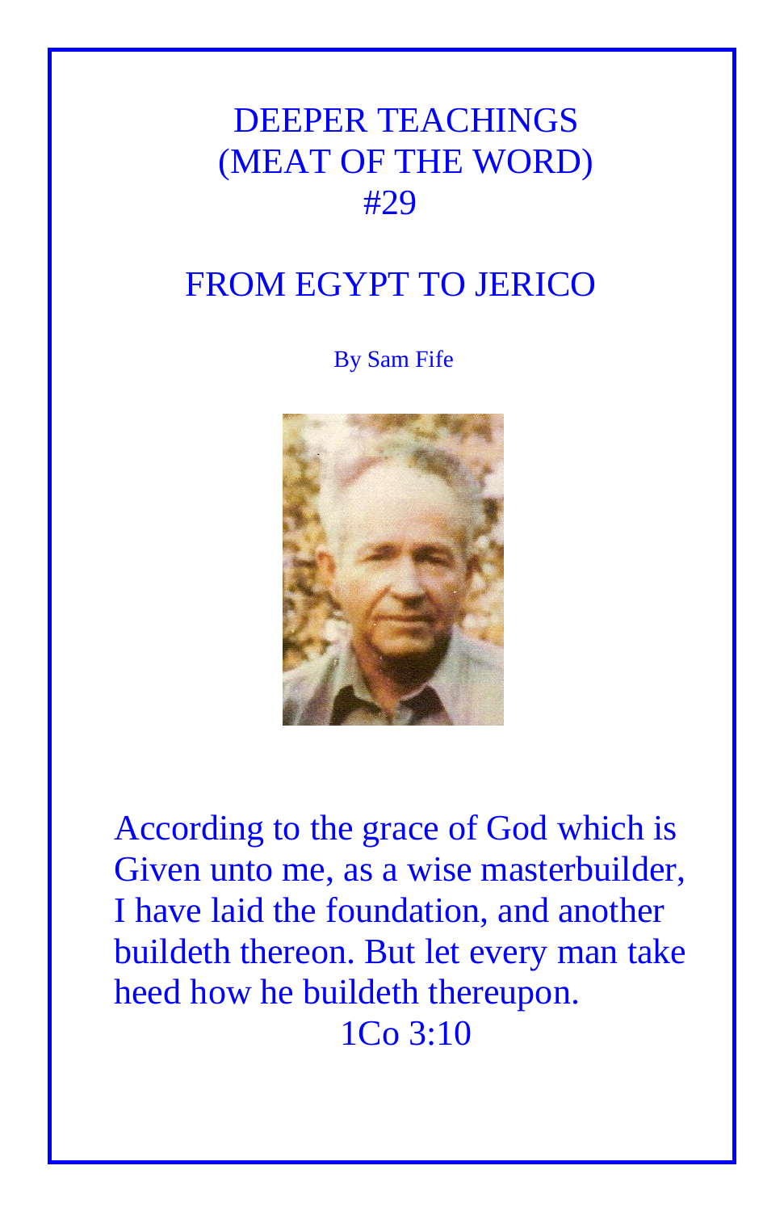# DEEPER TEACHINGS (MEAT OF THE WORD) #29

## FROM EGYPT TO JERICO

By Sam Fife

According to the grace of God which is Given unto me, as a wise masterbuilder, I have laid the foundation, and another buildeth thereon. But let every man take heed how he buildeth thereupon.

1Co 3:10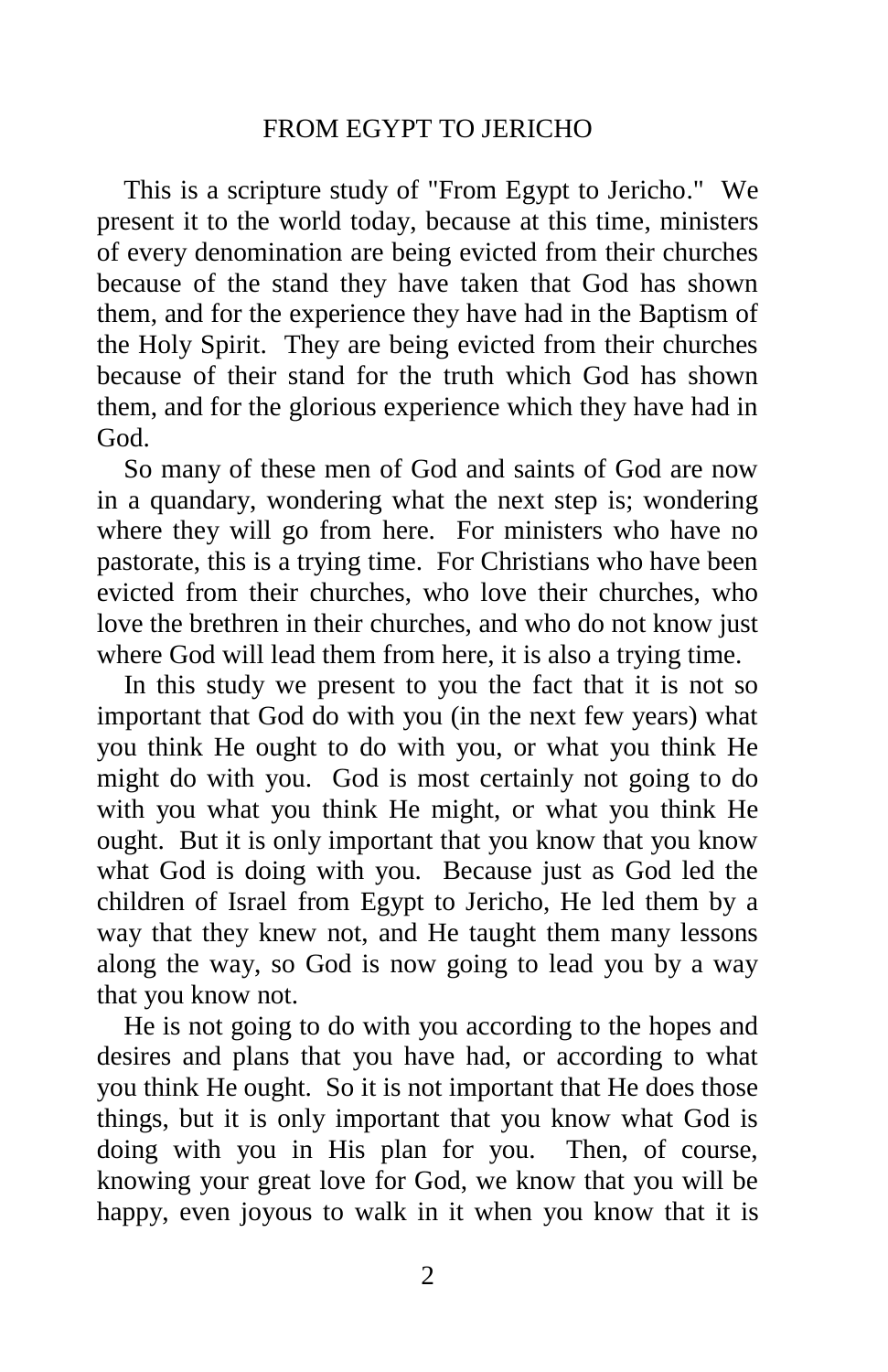# FROM EGYPT TO JERICHO

This is a scripture study of "From Egypt to Jericho." We present it to the world today, because at this time, ministers of every denomination are being evicted from their churches because of the stand they have taken that God has shown them, and for the experience they have had in the Baptism of the Holy Spirit. They are being evicted from their churches because of their stand for the truth which God has shown them, and for the glorious experience which they have had in God.

So many of these men of God and saints of God are now in a quandary, wondering what the next step is; wondering where they will go from here. For ministers who have no pastorate, this is a trying time. For Christians who have been evicted from their churches, who love their churches, who love the brethren in their churches, and who do not know just where God will lead them from here, it is also a trying time.

In this study we present to you the fact that it is not so important that God do with you (in the next few years) what you think He ought to do with you, or what you think He might do with you. God is most certainly not going to do with you what you think He might, or what you think He ought. But it is only important that you know that you know what God is doing with you. Because just as God led the children of Israel from Egypt to Jericho, He led them by a way that they knew not, and He taught them many lessons along the way, so God is now going to lead you by a way that you know not.

He is not going to do with you according to the hopes and desires and plans that you have had, or according to what you think He ought. So it is not important that He does those things, but it is only important that you know what God is doing with you in His plan for you. Then, of course, knowing your great love for God, we know that you will be happy, even joyous to walk in it when you know that it is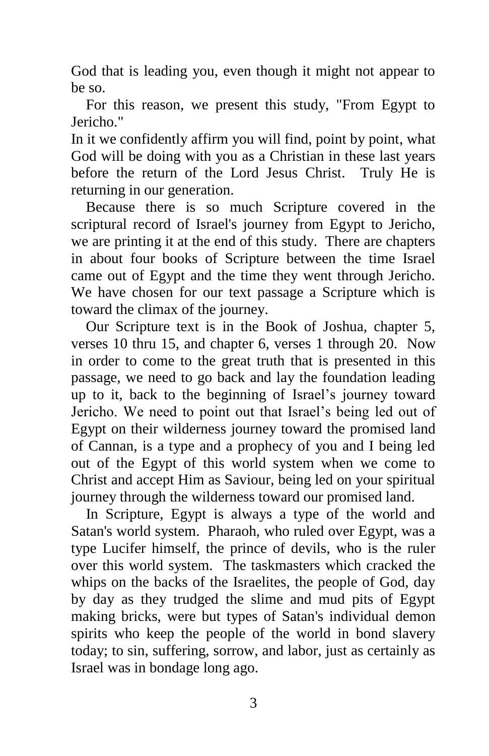God that is leading you, even though it might not appear to be so.

For this reason, we present this study, "From Egypt to Jericho."
In it we confidently affirm you will find, point by point, what God will be doing with you as a Christian in these last years before the return of the Lord Jesus Christ. Truly He is returning in our generation.

Because there is so much Scripture covered in the scriptural record of Israel's journey from Egypt to Jericho, we are printing it at the end of this study. There are chapters in about four books of Scripture between the time Israel came out of Egypt and the time they went through Jericho. We have chosen for our text passage a Scripture which is toward the climax of the journey.

Our Scripture text is in the Book of Joshua, chapter 5, verses 10 thru 15, and chapter 6, verses 1 through 20. Now in order to come to the great truth that is presented in this passage, we need to go back and lay the foundation leading up to it, back to the beginning of Israel's journey toward Jericho. We need to point out that Israel's being led out of Egypt on their wilderness journey toward the promised land of Cannan, is a type and a prophecy of you and I being led out of the Egypt of this world system when we come to Christ and accept Him as Saviour, being led on your spiritual journey through the wilderness toward our promised land.

In Scripture, Egypt is always a type of the world and Satan's world system. Pharaoh, who ruled over Egypt, was a type Lucifer himself, the prince of devils, who is the ruler over this world system. The taskmasters which cracked the whips on the backs of the Israelites, the people of God, day by day as they trudged the slime and mud pits of Egypt making bricks, were but types of Satan's individual demon spirits who keep the people of the world in bond slavery today; to sin, suffering, sorrow, and labor, just as certainly as Israel was in bondage long ago.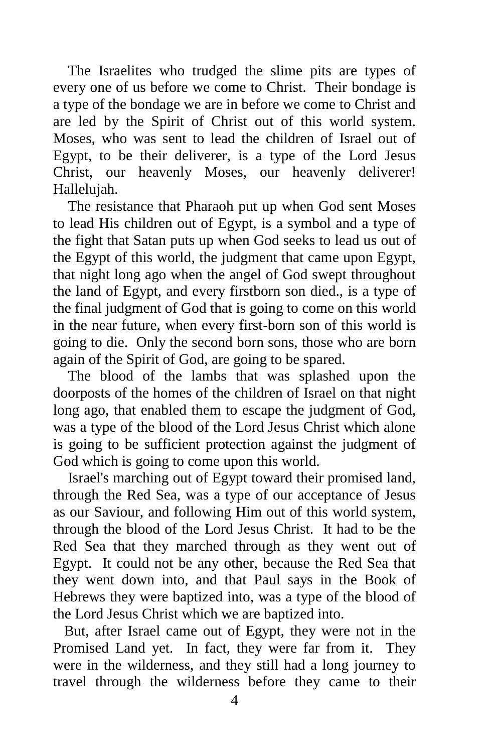The Israelites who trudged the slime pits are types of every one of us before we come to Christ. Their bondage is a type of the bondage we are in before we come to Christ and are led by the Spirit of Christ out of this world system. Moses, who was sent to lead the children of Israel out of Egypt, to be their deliverer, is a type of the Lord Jesus Christ, our heavenly Moses, our heavenly deliverer! Hallelujah.

The resistance that Pharaoh put up when God sent Moses to lead His children out of Egypt, is a symbol and a type of the fight that Satan puts up when God seeks to lead us out of the Egypt of this world, the judgment that came upon Egypt, that night long ago when the angel of God swept throughout the land of Egypt, and every firstborn son died., is a type of the final judgment of God that is going to come on this world in the near future, when every first-born son of this world is going to die. Only the second born sons, those who are born again of the Spirit of God, are going to be spared.

The blood of the lambs that was splashed upon the doorposts of the homes of the children of Israel on that night long ago, that enabled them to escape the judgment of God, was a type of the blood of the Lord Jesus Christ which alone is going to be sufficient protection against the judgment of God which is going to come upon this world.

Israel's marching out of Egypt toward their promised land, through the Red Sea, was a type of our acceptance of Jesus as our Saviour, and following Him out of this world system, through the blood of the Lord Jesus Christ. It had to be the Red Sea that they marched through as they went out of Egypt. It could not be any other, because the Red Sea that they went down into, and that Paul says in the Book of Hebrews they were baptized into, was a type of the blood of the Lord Jesus Christ which we are baptized into.

But, after Israel came out of Egypt, they were not in the Promised Land yet. In fact, they were far from it. They were in the wilderness, and they still had a long journey to travel through the wilderness before they came to their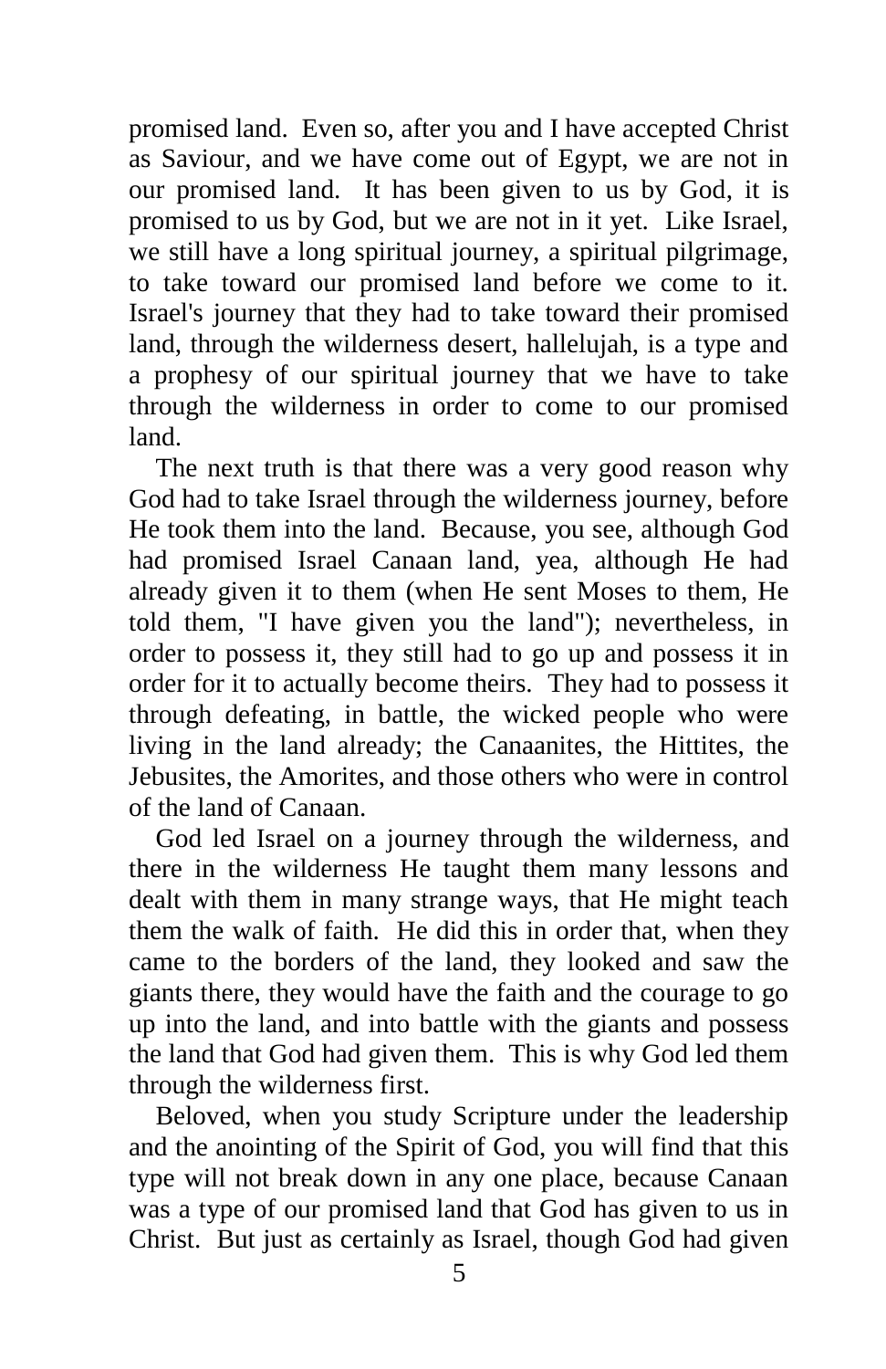promised land. Even so, after you and I have accepted Christ as Saviour, and we have come out of Egypt, we are not in our promised land. It has been given to us by God, it is promised to us by God, but we are not in it yet. Like Israel, we still have a long spiritual journey, a spiritual pilgrimage, to take toward our promised land before we come to it. Israel's journey that they had to take toward their promised land, through the wilderness desert, hallelujah, is a type and a prophesy of our spiritual journey that we have to take through the wilderness in order to come to our promised land.

The next truth is that there was a very good reason why God had to take Israel through the wilderness journey, before He took them into the land. Because, you see, although God had promised Israel Canaan land, yea, although He had already given it to them (when He sent Moses to them, He told them, "I have given you the land"); nevertheless, in order to possess it, they still had to go up and possess it in order for it to actually become theirs. They had to possess it through defeating, in battle, the wicked people who were living in the land already; the Canaanites, the Hittites, the Jebusites, the Amorites, and those others who were in control of the land of Canaan.

God led Israel on a journey through the wilderness, and there in the wilderness He taught them many lessons and dealt with them in many strange ways, that He might teach them the walk of faith. He did this in order that, when they came to the borders of the land, they looked and saw the giants there, they would have the faith and the courage to go up into the land, and into battle with the giants and possess the land that God had given them. This is why God led them through the wilderness first.

Beloved, when you study Scripture under the leadership and the anointing of the Spirit of God, you will find that this type will not break down in any one place, because Canaan was a type of our promised land that God has given to us in Christ. But just as certainly as Israel, though God had given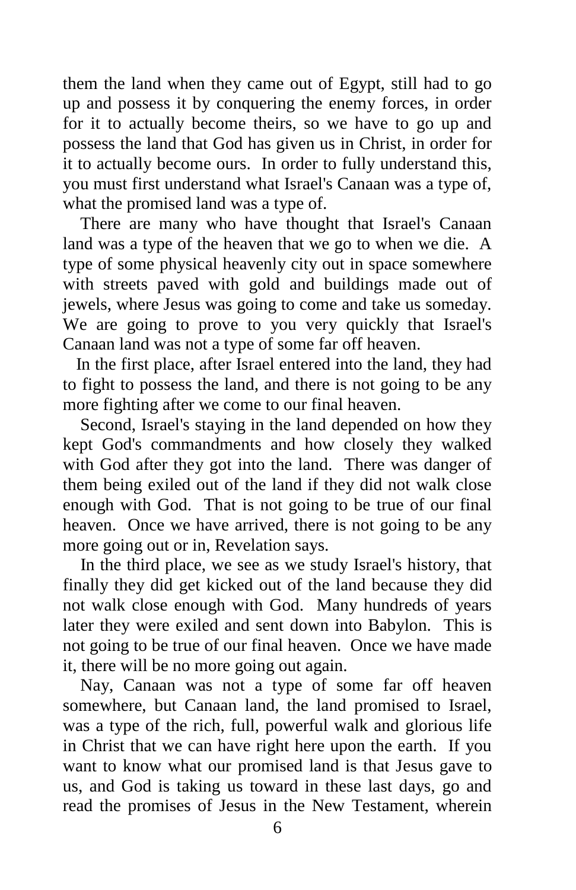them the land when they came out of Egypt, still had to go up and possess it by conquering the enemy forces, in order for it to actually become theirs, so we have to go up and possess the land that God has given us in Christ, in order for it to actually become ours. In order to fully understand this, you must first understand what Israel's Canaan was a type of, what the promised land was a type of.

There are many who have thought that Israel's Canaan land was a type of the heaven that we go to when we die. A type of some physical heavenly city out in space somewhere with streets paved with gold and buildings made out of jewels, where Jesus was going to come and take us someday. We are going to prove to you very quickly that Israel's Canaan land was not a type of some far off heaven.

In the first place, after Israel entered into the land, they had to fight to possess the land, and there is not going to be any more fighting after we come to our final heaven.

Second, Israel's staying in the land depended on how they kept God's commandments and how closely they walked with God after they got into the land. There was danger of them being exiled out of the land if they did not walk close enough with God. That is not going to be true of our final heaven. Once we have arrived, there is not going to be any more going out or in, Revelation says.

In the third place, we see as we study Israel's history, that finally they did get kicked out of the land because they did not walk close enough with God. Many hundreds of years later they were exiled and sent down into Babylon. This is not going to be true of our final heaven. Once we have made it, there will be no more going out again.

Nay, Canaan was not a type of some far off heaven somewhere, but Canaan land, the land promised to Israel, was a type of the rich, full, powerful walk and glorious life in Christ that we can have right here upon the earth. If you want to know what our promised land is that Jesus gave to us, and God is taking us toward in these last days, go and read the promises of Jesus in the New Testament, wherein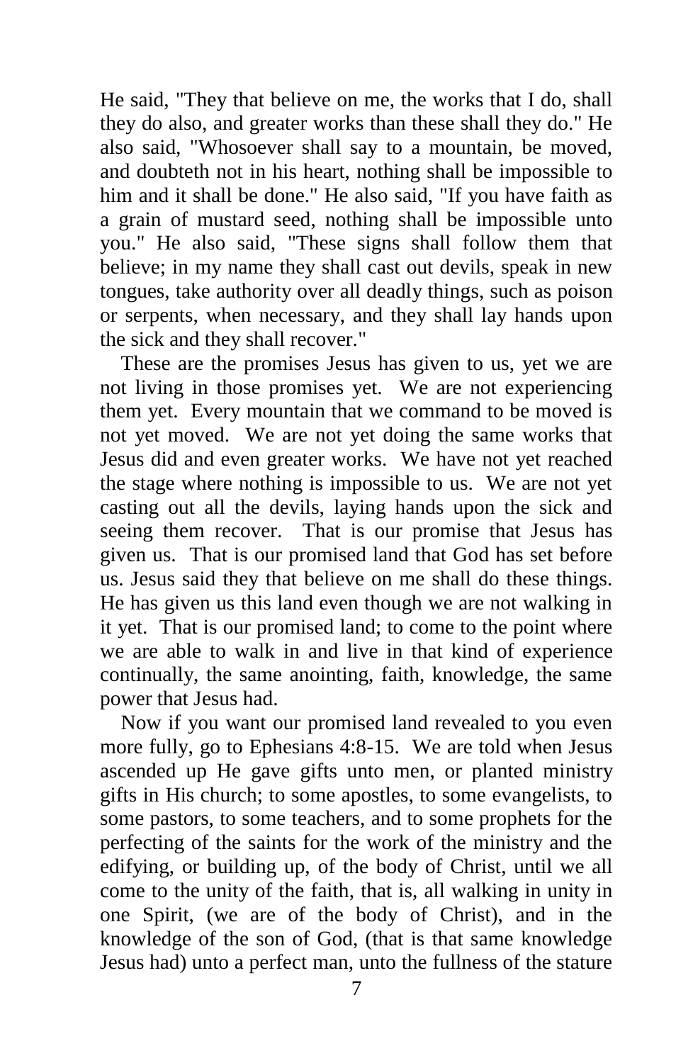He said, "They that believe on me, the works that I do, shall they do also, and greater works than these shall they do." He also said, "Whosoever shall say to a mountain, be moved, and doubteth not in his heart, nothing shall be impossible to him and it shall be done." He also said, "If you have faith as a grain of mustard seed, nothing shall be impossible unto you." He also said, "These signs shall follow them that believe; in my name they shall cast out devils, speak in new tongues, take authority over all deadly things, such as poison or serpents, when necessary, and they shall lay hands upon the sick and they shall recover."

These are the promises Jesus has given to us, yet we are not living in those promises yet. We are not experiencing them yet. Every mountain that we command to be moved is not yet moved. We are not yet doing the same works that Jesus did and even greater works. We have not yet reached the stage where nothing is impossible to us. We are not yet casting out all the devils, laying hands upon the sick and seeing them recover. That is our promise that Jesus has given us. That is our promised land that God has set before us. Jesus said they that believe on me shall do these things. He has given us this land even though we are not walking in it yet. That is our promised land; to come to the point where we are able to walk in and live in that kind of experience continually, the same anointing, faith, knowledge, the same power that Jesus had.

Now if you want our promised land revealed to you even more fully, go to Ephesians 4:8-15. We are told when Jesus ascended up He gave gifts unto men, or planted ministry gifts in His church; to some apostles, to some evangelists, to some pastors, to some teachers, and to some prophets for the perfecting of the saints for the work of the ministry and the edifying, or building up, of the body of Christ, until we all come to the unity of the faith, that is, all walking in unity in one Spirit, (we are of the body of Christ), and in the knowledge of the son of God, (that is that same knowledge Jesus had) unto a perfect man, unto the fullness of the stature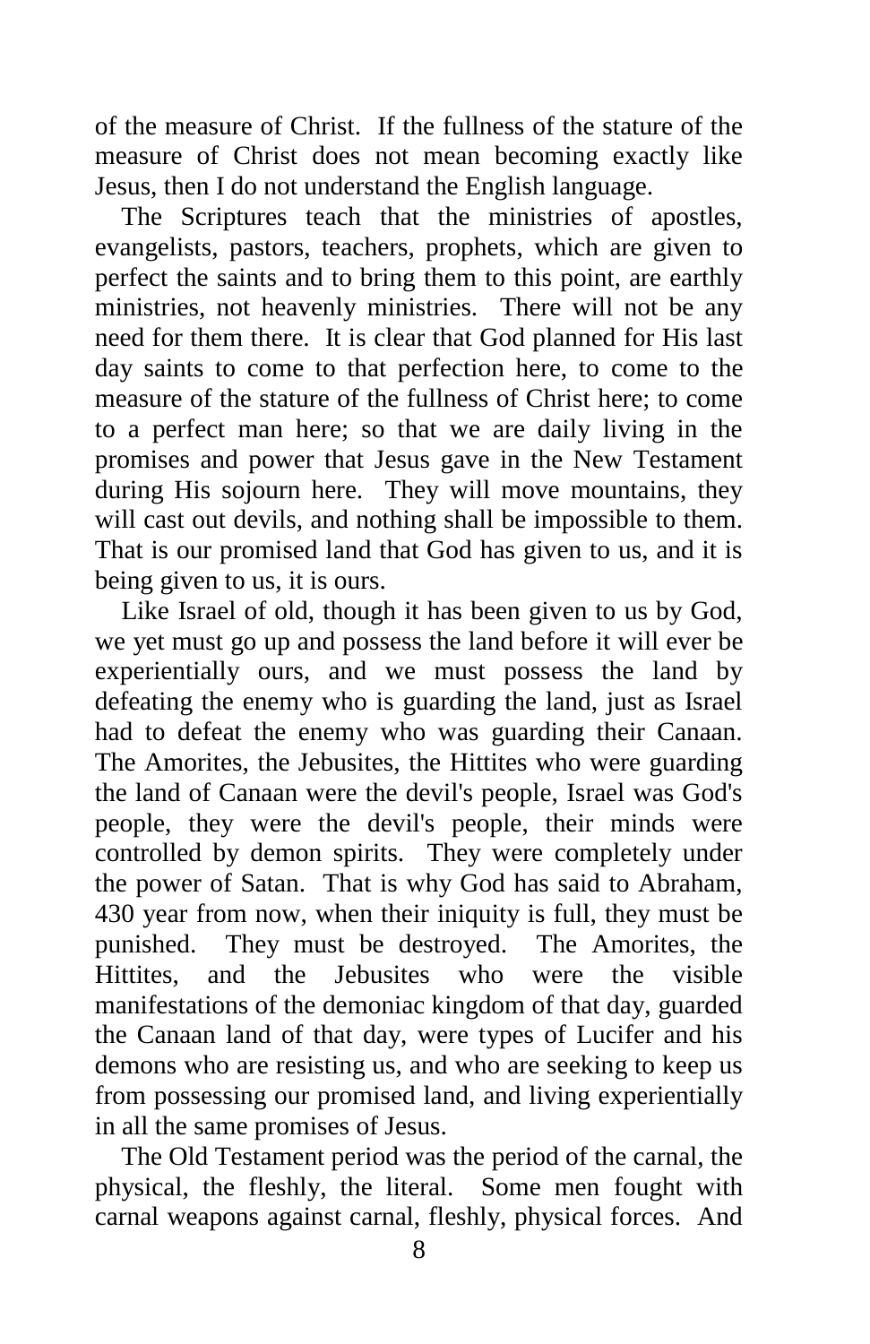of the measure of Christ. If the fullness of the stature of the measure of Christ does not mean becoming exactly like Jesus, then I do not understand the English language.

The Scriptures teach that the ministries of apostles, evangelists, pastors, teachers, prophets, which are given to perfect the saints and to bring them to this point, are earthly ministries, not heavenly ministries. There will not be any need for them there. It is clear that God planned for His last day saints to come to that perfection here, to come to the measure of the stature of the fullness of Christ here; to come to a perfect man here; so that we are daily living in the promises and power that Jesus gave in the New Testament during His sojourn here. They will move mountains, they will cast out devils, and nothing shall be impossible to them. That is our promised land that God has given to us, and it is being given to us, it is ours.

Like Israel of old, though it has been given to us by God, we yet must go up and possess the land before it will ever be experientially ours, and we must possess the land by defeating the enemy who is guarding the land, just as Israel had to defeat the enemy who was guarding their Canaan. The Amorites, the Jebusites, the Hittites who were guarding the land of Canaan were the devil's people, Israel was God's people, they were the devil's people, their minds were controlled by demon spirits. They were completely under the power of Satan. That is why God has said to Abraham, 430 year from now, when their iniquity is full, they must be punished. They must be destroyed. The Amorites, the Hittites, and the Jebusites who were the visible manifestations of the demoniac kingdom of that day, guarded the Canaan land of that day, were types of Lucifer and his demons who are resisting us, and who are seeking to keep us from possessing our promised land, and living experientially in all the same promises of Jesus.

The Old Testament period was the period of the carnal, the physical, the fleshly, the literal. Some men fought with carnal weapons against carnal, fleshly, physical forces. And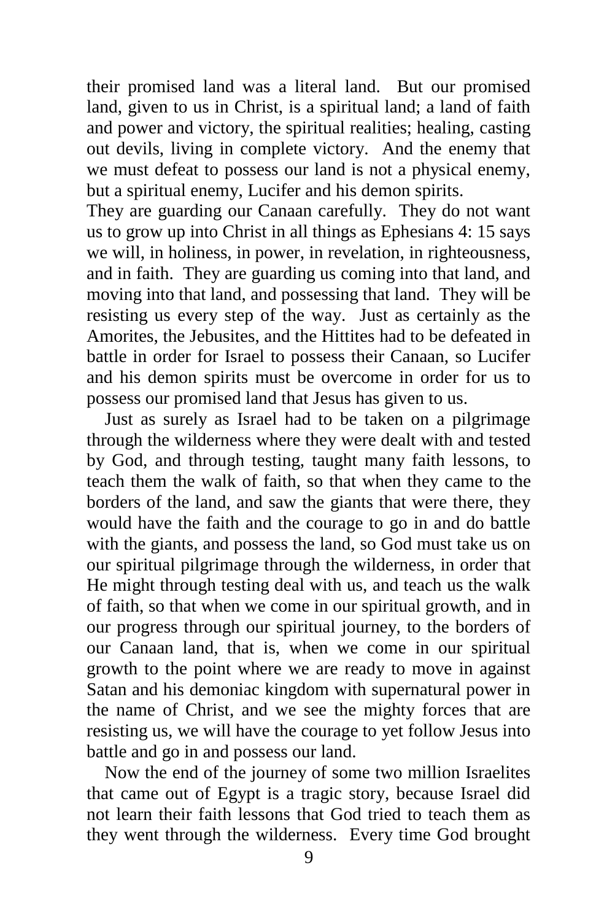their promised land was a literal land. But our promised land, given to us in Christ, is a spiritual land; a land of faith and power and victory, the spiritual realities; healing, casting out devils, living in complete victory. And the enemy that we must defeat to possess our land is not a physical enemy, but a spiritual enemy, Lucifer and his demon spirits.
They are guarding our Canaan carefully. They do not want us to grow up into Christ in all things as Ephesians 4: 15 says we will, in holiness, in power, in revelation, in righteousness, and in faith. They are guarding us coming into that land, and moving into that land, and possessing that land. They will be resisting us every step of the way. Just as certainly as the Amorites, the Jebusites, and the Hittites had to be defeated in battle in order for Israel to possess their Canaan, so Lucifer and his demon spirits must be overcome in order for us to possess our promised land that Jesus has given to us.

Just as surely as Israel had to be taken on a pilgrimage through the wilderness where they were dealt with and tested by God, and through testing, taught many faith lessons, to teach them the walk of faith, so that when they came to the borders of the land, and saw the giants that were there, they would have the faith and the courage to go in and do battle with the giants, and possess the land, so God must take us on our spiritual pilgrimage through the wilderness, in order that He might through testing deal with us, and teach us the walk of faith, so that when we come in our spiritual growth, and in our progress through our spiritual journey, to the borders of our Canaan land, that is, when we come in our spiritual growth to the point where we are ready to move in against Satan and his demoniac kingdom with supernatural power in the name of Christ, and we see the mighty forces that are resisting us, we will have the courage to yet follow Jesus into battle and go in and possess our land.

Now the end of the journey of some two million Israelites that came out of Egypt is a tragic story, because Israel did not learn their faith lessons that God tried to teach them as they went through the wilderness. Every time God brought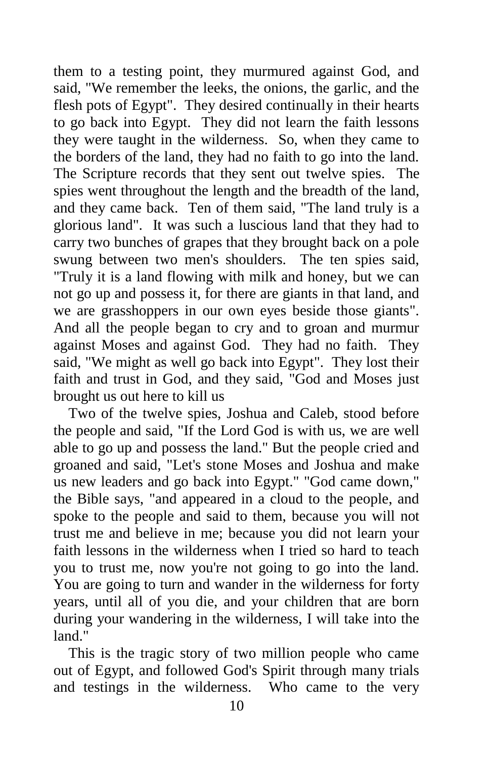them to a testing point, they murmured against God, and said, "We remember the leeks, the onions, the garlic, and the flesh pots of Egypt". They desired continually in their hearts to go back into Egypt. They did not learn the faith lessons they were taught in the wilderness. So, when they came to the borders of the land, they had no faith to go into the land. The Scripture records that they sent out twelve spies. The spies went throughout the length and the breadth of the land, and they came back. Ten of them said, "The land truly is a glorious land". It was such a luscious land that they had to carry two bunches of grapes that they brought back on a pole swung between two men's shoulders. The ten spies said, "Truly it is a land flowing with milk and honey, but we can not go up and possess it, for there are giants in that land, and we are grasshoppers in our own eyes beside those giants". And all the people began to cry and to groan and murmur against Moses and against God. They had no faith. They said, "We might as well go back into Egypt". They lost their faith and trust in God, and they said, "God and Moses just brought us out here to kill us

Two of the twelve spies, Joshua and Caleb, stood before the people and said, "If the Lord God is with us, we are well able to go up and possess the land." But the people cried and groaned and said, "Let's stone Moses and Joshua and make us new leaders and go back into Egypt." "God came down," the Bible says, "and appeared in a cloud to the people, and spoke to the people and said to them, because you will not trust me and believe in me; because you did not learn your faith lessons in the wilderness when I tried so hard to teach you to trust me, now you're not going to go into the land. You are going to turn and wander in the wilderness for forty years, until all of you die, and your children that are born during your wandering in the wilderness, I will take into the land."

This is the tragic story of two million people who came out of Egypt, and followed God's Spirit through many trials and testings in the wilderness. Who came to the very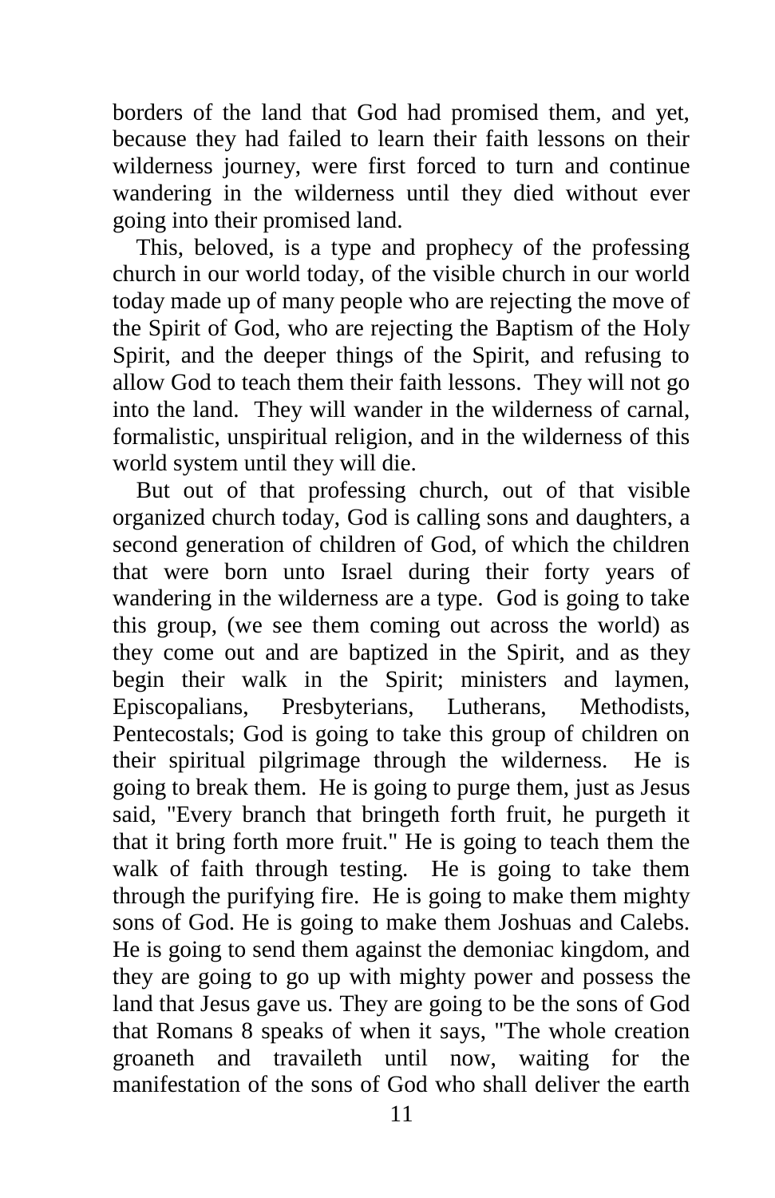borders of the land that God had promised them, and yet, because they had failed to learn their faith lessons on their wilderness journey, were first forced to turn and continue wandering in the wilderness until they died without ever going into their promised land.

This, beloved, is a type and prophecy of the professing church in our world today, of the visible church in our world today made up of many people who are rejecting the move of the Spirit of God, who are rejecting the Baptism of the Holy Spirit, and the deeper things of the Spirit, and refusing to allow God to teach them their faith lessons. They will not go into the land. They will wander in the wilderness of carnal, formalistic, unspiritual religion, and in the wilderness of this world system until they will die.

But out of that professing church, out of that visible organized church today, God is calling sons and daughters, a second generation of children of God, of which the children that were born unto Israel during their forty years of wandering in the wilderness are a type. God is going to take this group, (we see them coming out across the world) as they come out and are baptized in the Spirit, and as they begin their walk in the Spirit; ministers and laymen, Episcopalians, Presbyterians, Lutherans, Methodists, Pentecostals; God is going to take this group of children on their spiritual pilgrimage through the wilderness. He is going to break them. He is going to purge them, just as Jesus said, "Every branch that bringeth forth fruit, he purgeth it that it bring forth more fruit." He is going to teach them the walk of faith through testing. He is going to take them through the purifying fire. He is going to make them mighty sons of God. He is going to make them Joshuas and Calebs. He is going to send them against the demoniac kingdom, and they are going to go up with mighty power and possess the land that Jesus gave us. They are going to be the sons of God that Romans 8 speaks of when it says, "The whole creation groaneth and travaileth until now, waiting for the manifestation of the sons of God who shall deliver the earth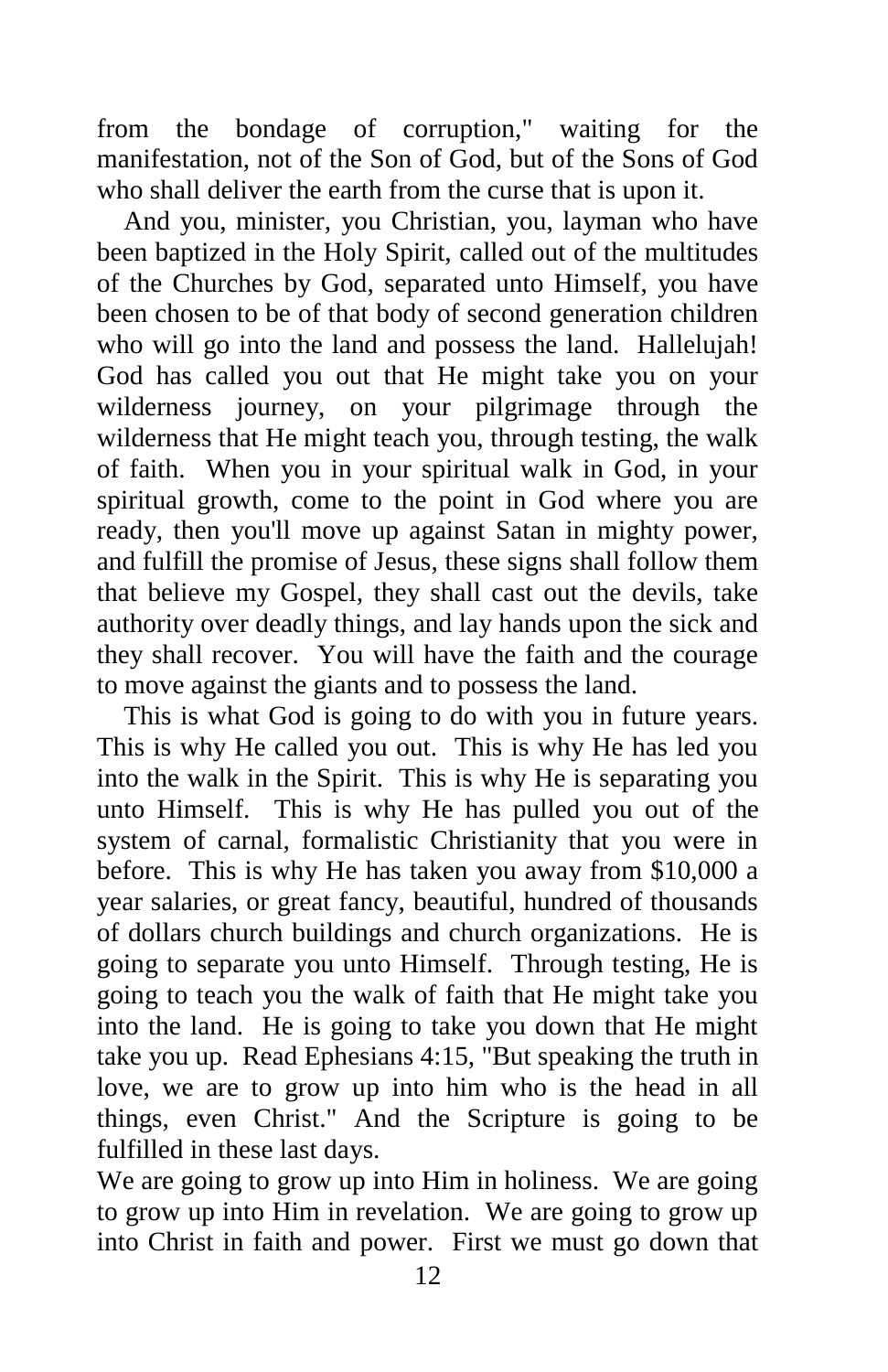from the bondage of corruption," waiting for the manifestation, not of the Son of God, but of the Sons of God who shall deliver the earth from the curse that is upon it.

And you, minister, you Christian, you, layman who have been baptized in the Holy Spirit, called out of the multitudes of the Churches by God, separated unto Himself, you have been chosen to be of that body of second generation children who will go into the land and possess the land. Hallelujah! God has called you out that He might take you on your wilderness journey, on your pilgrimage through the wilderness that He might teach you, through testing, the walk of faith. When you in your spiritual walk in God, in your spiritual growth, come to the point in God where you are ready, then you'll move up against Satan in mighty power, and fulfill the promise of Jesus, these signs shall follow them that believe my Gospel, they shall cast out the devils, take authority over deadly things, and lay hands upon the sick and they shall recover. You will have the faith and the courage to move against the giants and to possess the land.

This is what God is going to do with you in future years. This is why He called you out. This is why He has led you into the walk in the Spirit. This is why He is separating you unto Himself. This is why He has pulled you out of the system of carnal, formalistic Christianity that you were in before. This is why He has taken you away from $10,000 a year salaries, or great fancy, beautiful, hundred of thousands of dollars church buildings and church organizations. He is going to separate you unto Himself. Through testing, He is going to teach you the walk of faith that He might take you into the land. He is going to take you down that He might take you up. Read Ephesians 4:15, "But speaking the truth in love, we are to grow up into him who is the head in all things, even Christ." And the Scripture is going to be fulfilled in these last days.

We are going to grow up into Him in holiness. We are going to grow up into Him in revelation. We are going to grow up into Christ in faith and power. First we must go down that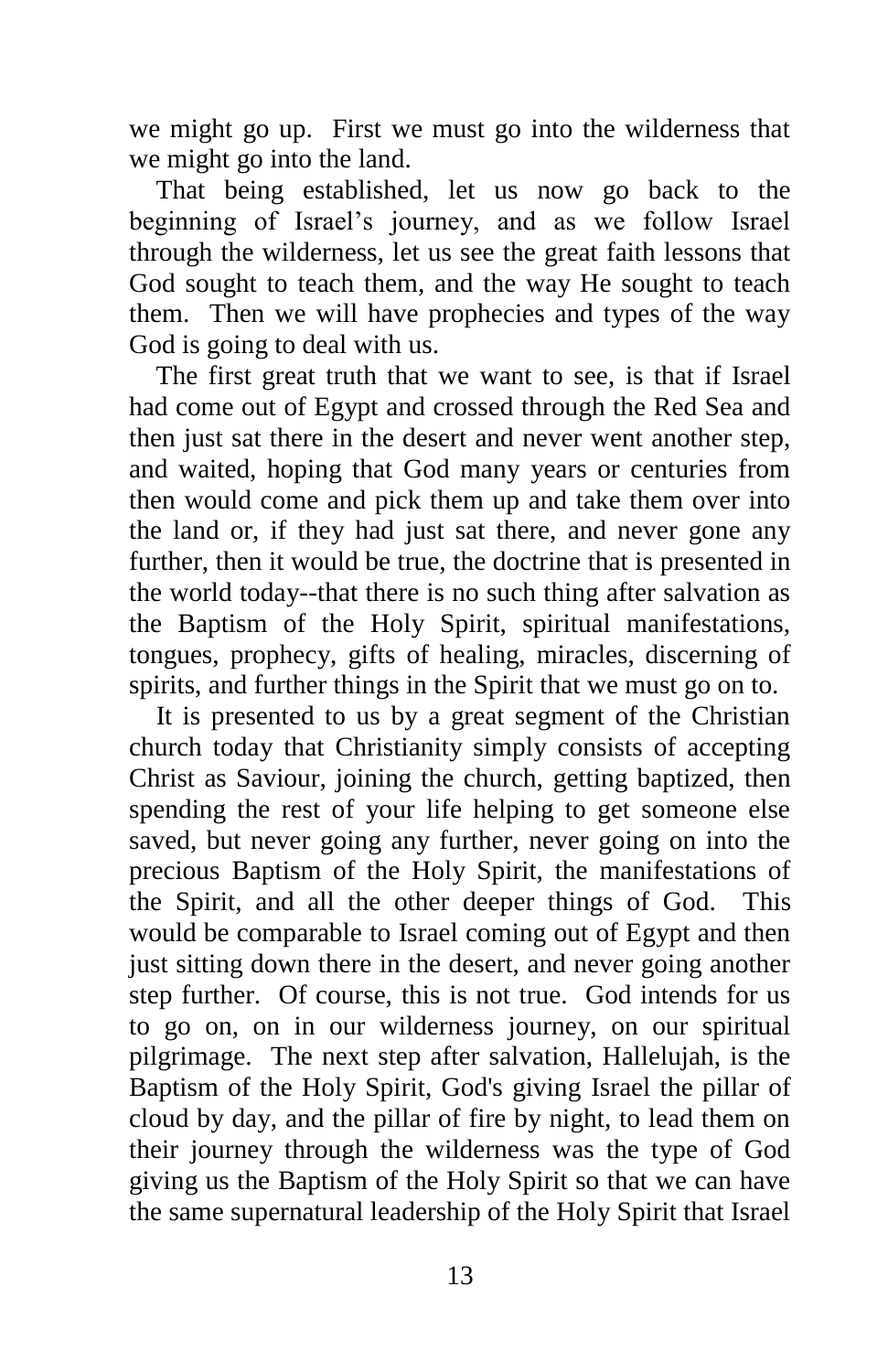we might go up. First we must go into the wilderness that we might go into the land.

That being established, let us now go back to the beginning of Israel's journey, and as we follow Israel through the wilderness, let us see the great faith lessons that God sought to teach them, and the way He sought to teach them. Then we will have prophecies and types of the way God is going to deal with us.

The first great truth that we want to see, is that if Israel had come out of Egypt and crossed through the Red Sea and then just sat there in the desert and never went another step, and waited, hoping that God many years or centuries from then would come and pick them up and take them over into the land or, if they had just sat there, and never gone any further, then it would be true, the doctrine that is presented in the world today--that there is no such thing after salvation as the Baptism of the Holy Spirit, spiritual manifestations, tongues, prophecy, gifts of healing, miracles, discerning of spirits, and further things in the Spirit that we must go on to.

It is presented to us by a great segment of the Christian church today that Christianity simply consists of accepting Christ as Saviour, joining the church, getting baptized, then spending the rest of your life helping to get someone else saved, but never going any further, never going on into the precious Baptism of the Holy Spirit, the manifestations of the Spirit, and all the other deeper things of God. This would be comparable to Israel coming out of Egypt and then just sitting down there in the desert, and never going another step further. Of course, this is not true. God intends for us to go on, on in our wilderness journey, on our spiritual pilgrimage. The next step after salvation, Hallelujah, is the Baptism of the Holy Spirit, God's giving Israel the pillar of cloud by day, and the pillar of fire by night, to lead them on their journey through the wilderness was the type of God giving us the Baptism of the Holy Spirit so that we can have the same supernatural leadership of the Holy Spirit that Israel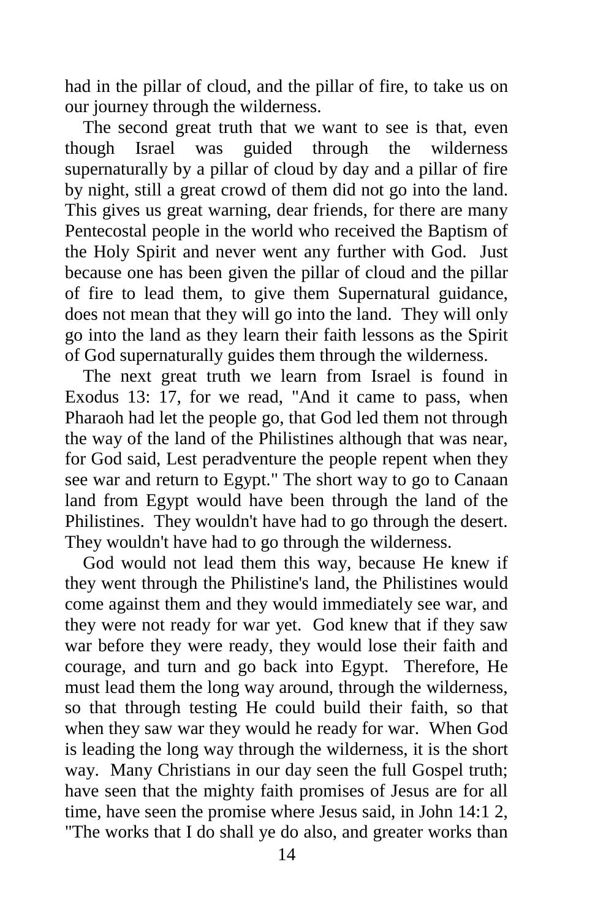had in the pillar of cloud, and the pillar of fire, to take us on our journey through the wilderness.

The second great truth that we want to see is that, even though Israel was guided through the wilderness supernaturally by a pillar of cloud by day and a pillar of fire by night, still a great crowd of them did not go into the land. This gives us great warning, dear friends, for there are many Pentecostal people in the world who received the Baptism of the Holy Spirit and never went any further with God. Just because one has been given the pillar of cloud and the pillar of fire to lead them, to give them Supernatural guidance, does not mean that they will go into the land. They will only go into the land as they learn their faith lessons as the Spirit of God supernaturally guides them through the wilderness.

The next great truth we learn from Israel is found in Exodus 13: 17, for we read, "And it came to pass, when Pharaoh had let the people go, that God led them not through the way of the land of the Philistines although that was near, for God said, Lest peradventure the people repent when they see war and return to Egypt." The short way to go to Canaan land from Egypt would have been through the land of the Philistines. They wouldn't have had to go through the desert. They wouldn't have had to go through the wilderness.

God would not lead them this way, because He knew if they went through the Philistine's land, the Philistines would come against them and they would immediately see war, and they were not ready for war yet. God knew that if they saw war before they were ready, they would lose their faith and courage, and turn and go back into Egypt. Therefore, He must lead them the long way around, through the wilderness, so that through testing He could build their faith, so that when they saw war they would he ready for war. When God is leading the long way through the wilderness, it is the short way. Many Christians in our day seen the full Gospel truth; have seen that the mighty faith promises of Jesus are for all time, have seen the promise where Jesus said, in John 14:1 2, "The works that I do shall ye do also, and greater works than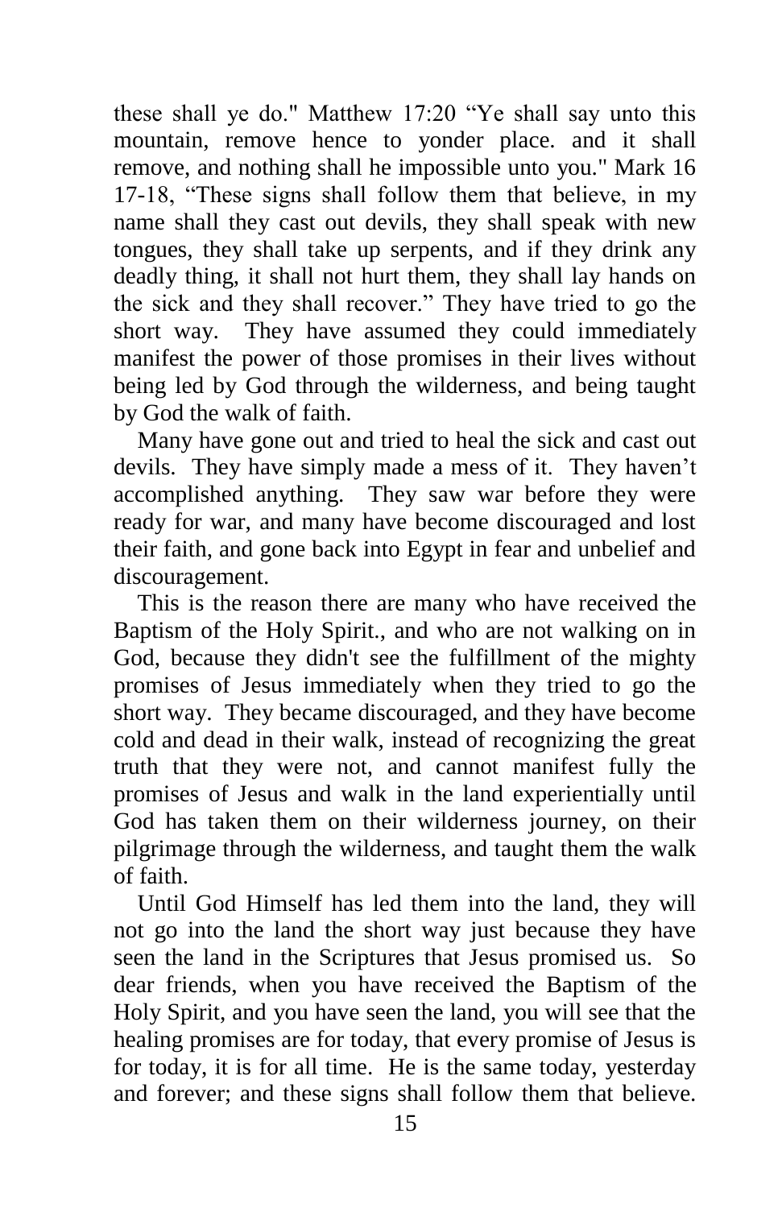these shall ye do." Matthew 17:20 "Ye shall say unto this mountain, remove hence to yonder place. and it shall remove, and nothing shall he impossible unto you." Mark 16 17-18, "These signs shall follow them that believe, in my name shall they cast out devils, they shall speak with new tongues, they shall take up serpents, and if they drink any deadly thing, it shall not hurt them, they shall lay hands on the sick and they shall recover." They have tried to go the short way. They have assumed they could immediately manifest the power of those promises in their lives without being led by God through the wilderness, and being taught by God the walk of faith.

Many have gone out and tried to heal the sick and cast out devils. They have simply made a mess of it. They haven't accomplished anything. They saw war before they were ready for war, and many have become discouraged and lost their faith, and gone back into Egypt in fear and unbelief and discouragement.

This is the reason there are many who have received the Baptism of the Holy Spirit., and who are not walking on in God, because they didn't see the fulfillment of the mighty promises of Jesus immediately when they tried to go the short way. They became discouraged, and they have become cold and dead in their walk, instead of recognizing the great truth that they were not, and cannot manifest fully the promises of Jesus and walk in the land experientially until God has taken them on their wilderness journey, on their pilgrimage through the wilderness, and taught them the walk of faith.

Until God Himself has led them into the land, they will not go into the land the short way just because they have seen the land in the Scriptures that Jesus promised us. So dear friends, when you have received the Baptism of the Holy Spirit, and you have seen the land, you will see that the healing promises are for today, that every promise of Jesus is for today, it is for all time. He is the same today, yesterday and forever; and these signs shall follow them that believe.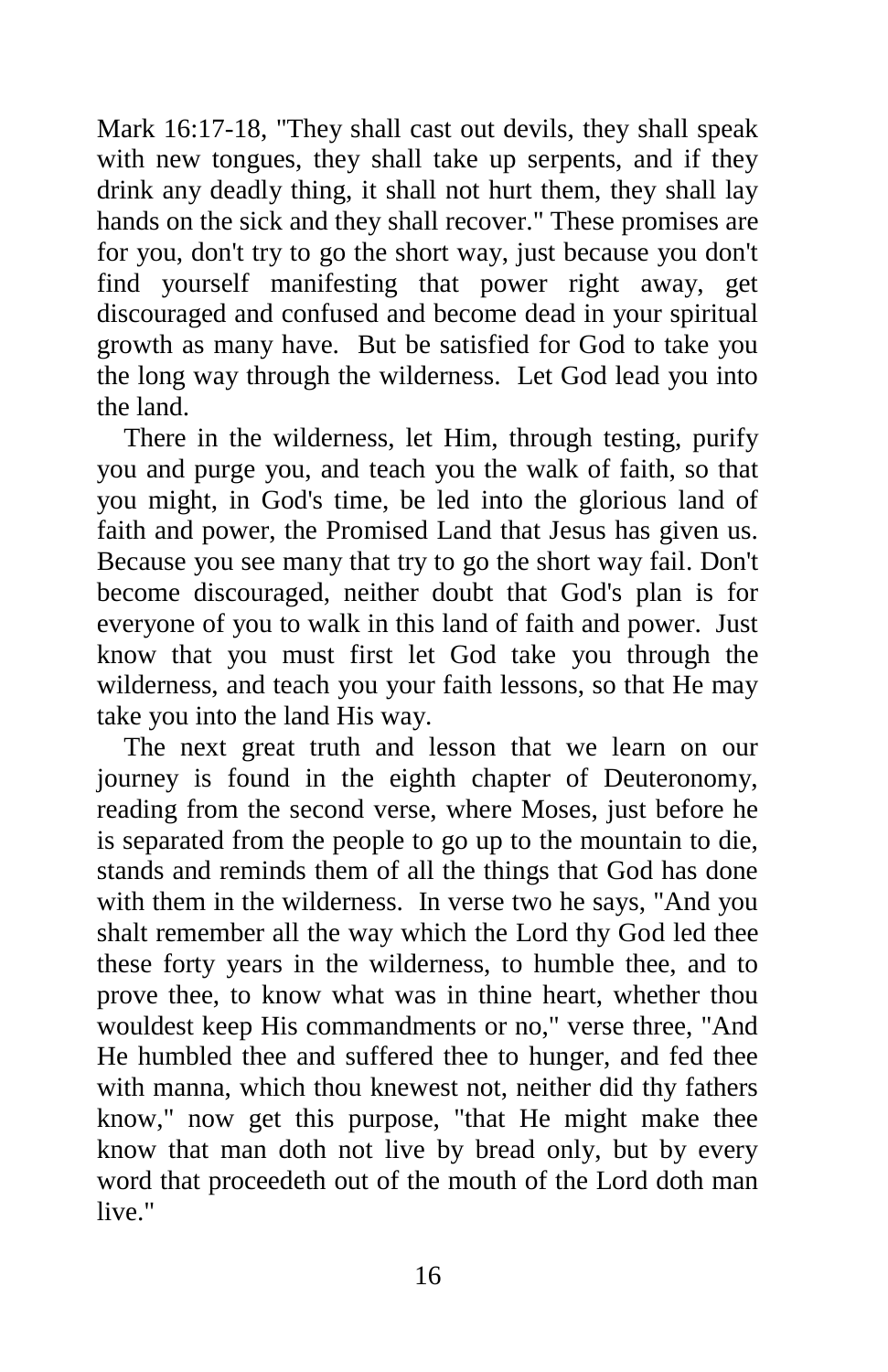Mark 16:17-18, "They shall cast out devils, they shall speak with new tongues, they shall take up serpents, and if they drink any deadly thing, it shall not hurt them, they shall lay hands on the sick and they shall recover." These promises are for you, don't try to go the short way, just because you don't find yourself manifesting that power right away, get discouraged and confused and become dead in your spiritual growth as many have. But be satisfied for God to take you the long way through the wilderness. Let God lead you into the land.

There in the wilderness, let Him, through testing, purify you and purge you, and teach you the walk of faith, so that you might, in God's time, be led into the glorious land of faith and power, the Promised Land that Jesus has given us. Because you see many that try to go the short way fail. Don't become discouraged, neither doubt that God's plan is for everyone of you to walk in this land of faith and power. Just know that you must first let God take you through the wilderness, and teach you your faith lessons, so that He may take you into the land His way.

The next great truth and lesson that we learn on our journey is found in the eighth chapter of Deuteronomy, reading from the second verse, where Moses, just before he is separated from the people to go up to the mountain to die, stands and reminds them of all the things that God has done with them in the wilderness. In verse two he says, "And you shalt remember all the way which the Lord thy God led thee these forty years in the wilderness, to humble thee, and to prove thee, to know what was in thine heart, whether thou wouldest keep His commandments or no," verse three, "And He humbled thee and suffered thee to hunger, and fed thee with manna, which thou knewest not, neither did thy fathers know," now get this purpose, "that He might make thee know that man doth not live by bread only, but by every word that proceedeth out of the mouth of the Lord doth man live."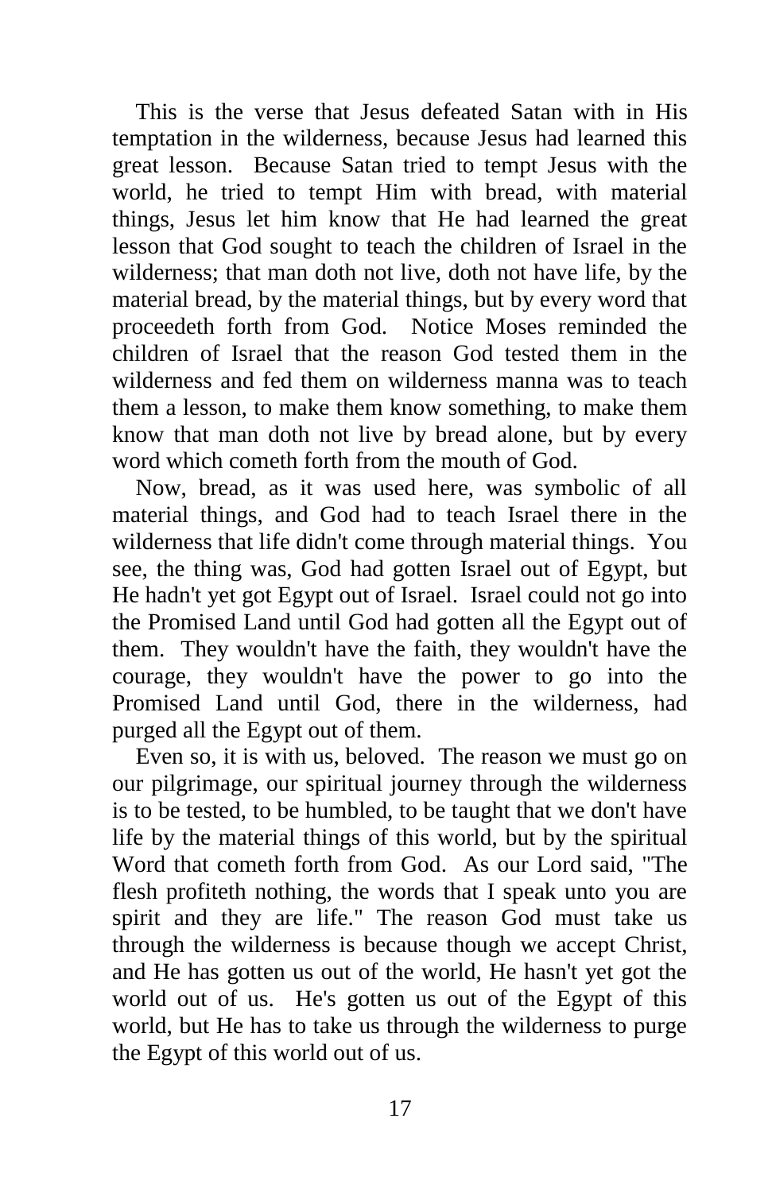This is the verse that Jesus defeated Satan with in His temptation in the wilderness, because Jesus had learned this great lesson. Because Satan tried to tempt Jesus with the world, he tried to tempt Him with bread, with material things, Jesus let him know that He had learned the great lesson that God sought to teach the children of Israel in the wilderness; that man doth not live, doth not have life, by the material bread, by the material things, but by every word that proceedeth forth from God. Notice Moses reminded the children of Israel that the reason God tested them in the wilderness and fed them on wilderness manna was to teach them a lesson, to make them know something, to make them know that man doth not live by bread alone, but by every word which cometh forth from the mouth of God.

Now, bread, as it was used here, was symbolic of all material things, and God had to teach Israel there in the wilderness that life didn't come through material things. You see, the thing was, God had gotten Israel out of Egypt, but He hadn't yet got Egypt out of Israel. Israel could not go into the Promised Land until God had gotten all the Egypt out of them. They wouldn't have the faith, they wouldn't have the courage, they wouldn't have the power to go into the Promised Land until God, there in the wilderness, had purged all the Egypt out of them.

Even so, it is with us, beloved. The reason we must go on our pilgrimage, our spiritual journey through the wilderness is to be tested, to be humbled, to be taught that we don't have life by the material things of this world, but by the spiritual Word that cometh forth from God. As our Lord said, "The flesh profiteth nothing, the words that I speak unto you are spirit and they are life." The reason God must take us through the wilderness is because though we accept Christ, and He has gotten us out of the world, He hasn't yet got the world out of us. He's gotten us out of the Egypt of this world, but He has to take us through the wilderness to purge the Egypt of this world out of us.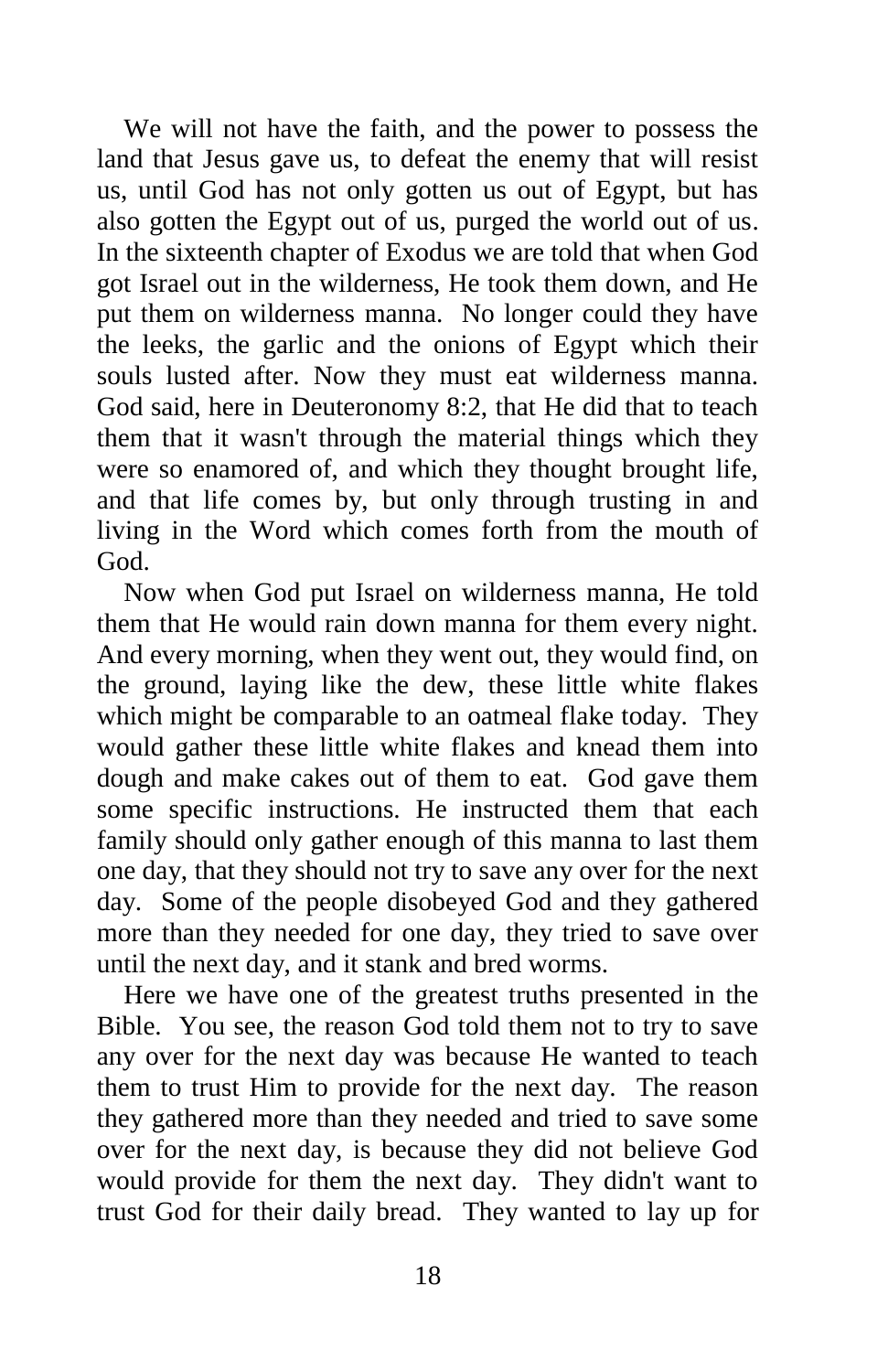We will not have the faith, and the power to possess the land that Jesus gave us, to defeat the enemy that will resist us, until God has not only gotten us out of Egypt, but has also gotten the Egypt out of us, purged the world out of us. In the sixteenth chapter of Exodus we are told that when God got Israel out in the wilderness, He took them down, and He put them on wilderness manna. No longer could they have the leeks, the garlic and the onions of Egypt which their souls lusted after. Now they must eat wilderness manna. God said, here in Deuteronomy 8:2, that He did that to teach them that it wasn't through the material things which they were so enamored of, and which they thought brought life, and that life comes by, but only through trusting in and living in the Word which comes forth from the mouth of God.

Now when God put Israel on wilderness manna, He told them that He would rain down manna for them every night. And every morning, when they went out, they would find, on the ground, laying like the dew, these little white flakes which might be comparable to an oatmeal flake today. They would gather these little white flakes and knead them into dough and make cakes out of them to eat. God gave them some specific instructions. He instructed them that each family should only gather enough of this manna to last them one day, that they should not try to save any over for the next day. Some of the people disobeyed God and they gathered more than they needed for one day, they tried to save over until the next day, and it stank and bred worms.

Here we have one of the greatest truths presented in the Bible. You see, the reason God told them not to try to save any over for the next day was because He wanted to teach them to trust Him to provide for the next day. The reason they gathered more than they needed and tried to save some over for the next day, is because they did not believe God would provide for them the next day. They didn't want to trust God for their daily bread. They wanted to lay up for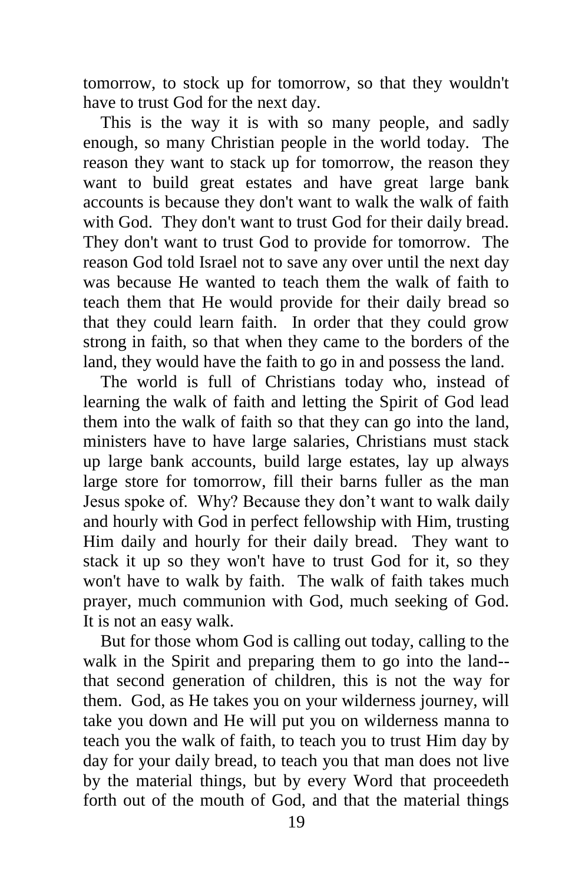tomorrow, to stock up for tomorrow, so that they wouldn't have to trust God for the next day.

This is the way it is with so many people, and sadly enough, so many Christian people in the world today. The reason they want to stack up for tomorrow, the reason they want to build great estates and have great large bank accounts is because they don't want to walk the walk of faith with God. They don't want to trust God for their daily bread. They don't want to trust God to provide for tomorrow. The reason God told Israel not to save any over until the next day was because He wanted to teach them the walk of faith to teach them that He would provide for their daily bread so that they could learn faith. In order that they could grow strong in faith, so that when they came to the borders of the land, they would have the faith to go in and possess the land.

The world is full of Christians today who, instead of learning the walk of faith and letting the Spirit of God lead them into the walk of faith so that they can go into the land, ministers have to have large salaries, Christians must stack up large bank accounts, build large estates, lay up always large store for tomorrow, fill their barns fuller as the man Jesus spoke of. Why? Because they don’t want to walk daily and hourly with God in perfect fellowship with Him, trusting Him daily and hourly for their daily bread. They want to stack it up so they won't have to trust God for it, so they won't have to walk by faith. The walk of faith takes much prayer, much communion with God, much seeking of God. It is not an easy walk.

But for those whom God is calling out today, calling to the walk in the Spirit and preparing them to go into the land--that second generation of children, this is not the way for them. God, as He takes you on your wilderness journey, will take you down and He will put you on wilderness manna to teach you the walk of faith, to teach you to trust Him day by day for your daily bread, to teach you that man does not live by the material things, but by every Word that proceedeth forth out of the mouth of God, and that the material things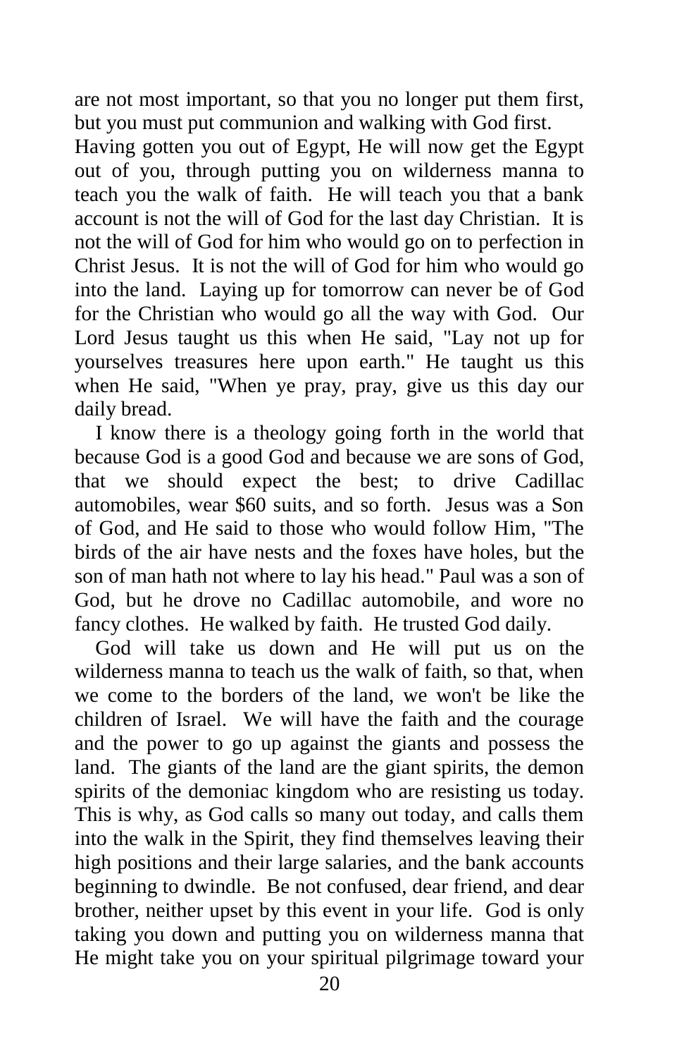are not most important, so that you no longer put them first, but you must put communion and walking with God first.

Having gotten you out of Egypt, He will now get the Egypt out of you, through putting you on wilderness manna to teach you the walk of faith. He will teach you that a bank account is not the will of God for the last day Christian. It is not the will of God for him who would go on to perfection in Christ Jesus. It is not the will of God for him who would go into the land. Laying up for tomorrow can never be of God for the Christian who would go all the way with God. Our Lord Jesus taught us this when He said, "Lay not up for yourselves treasures here upon earth." He taught us this when He said, "When ye pray, pray, give us this day our daily bread.

I know there is a theology going forth in the world that because God is a good God and because we are sons of God, that we should expect the best; to drive Cadillac automobiles, wear $60 suits, and so forth. Jesus was a Son of God, and He said to those who would follow Him, "The birds of the air have nests and the foxes have holes, but the son of man hath not where to lay his head." Paul was a son of God, but he drove no Cadillac automobile, and wore no fancy clothes. He walked by faith. He trusted God daily.

God will take us down and He will put us on the wilderness manna to teach us the walk of faith, so that, when we come to the borders of the land, we won't be like the children of Israel. We will have the faith and the courage and the power to go up against the giants and possess the land. The giants of the land are the giant spirits, the demon spirits of the demoniac kingdom who are resisting us today. This is why, as God calls so many out today, and calls them into the walk in the Spirit, they find themselves leaving their high positions and their large salaries, and the bank accounts beginning to dwindle. Be not confused, dear friend, and dear brother, neither upset by this event in your life. God is only taking you down and putting you on wilderness manna that He might take you on your spiritual pilgrimage toward your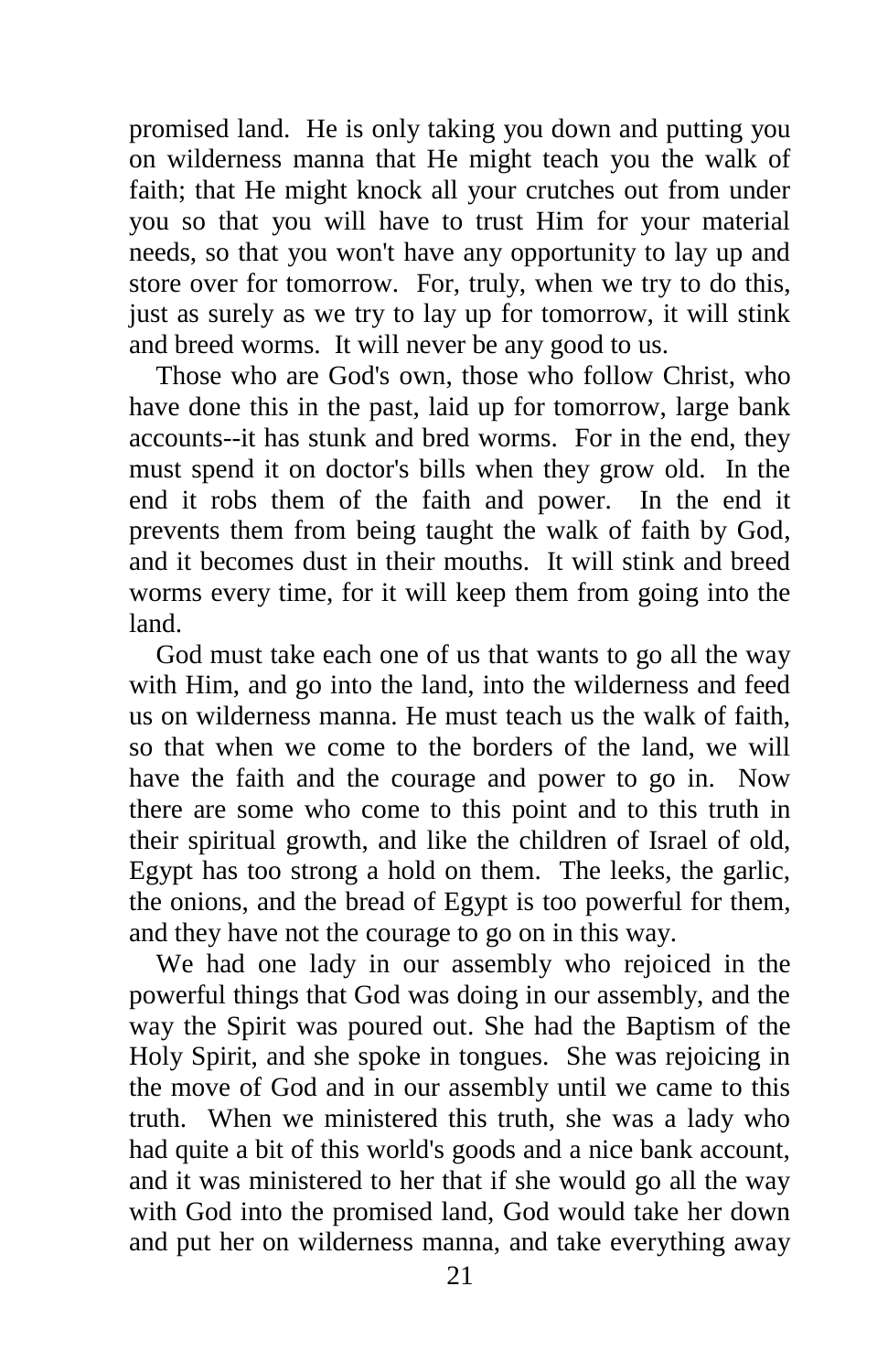promised land. He is only taking you down and putting you on wilderness manna that He might teach you the walk of faith; that He might knock all your crutches out from under you so that you will have to trust Him for your material needs, so that you won't have any opportunity to lay up and store over for tomorrow. For, truly, when we try to do this, just as surely as we try to lay up for tomorrow, it will stink and breed worms. It will never be any good to us.

Those who are God's own, those who follow Christ, who have done this in the past, laid up for tomorrow, large bank accounts--it has stunk and bred worms. For in the end, they must spend it on doctor's bills when they grow old. In the end it robs them of the faith and power. In the end it prevents them from being taught the walk of faith by God, and it becomes dust in their mouths. It will stink and breed worms every time, for it will keep them from going into the land.

God must take each one of us that wants to go all the way with Him, and go into the land, into the wilderness and feed us on wilderness manna. He must teach us the walk of faith, so that when we come to the borders of the land, we will have the faith and the courage and power to go in. Now there are some who come to this point and to this truth in their spiritual growth, and like the children of Israel of old, Egypt has too strong a hold on them. The leeks, the garlic, the onions, and the bread of Egypt is too powerful for them, and they have not the courage to go on in this way.

We had one lady in our assembly who rejoiced in the powerful things that God was doing in our assembly, and the way the Spirit was poured out. She had the Baptism of the Holy Spirit, and she spoke in tongues. She was rejoicing in the move of God and in our assembly until we came to this truth. When we ministered this truth, she was a lady who had quite a bit of this world's goods and a nice bank account, and it was ministered to her that if she would go all the way with God into the promised land, God would take her down and put her on wilderness manna, and take everything away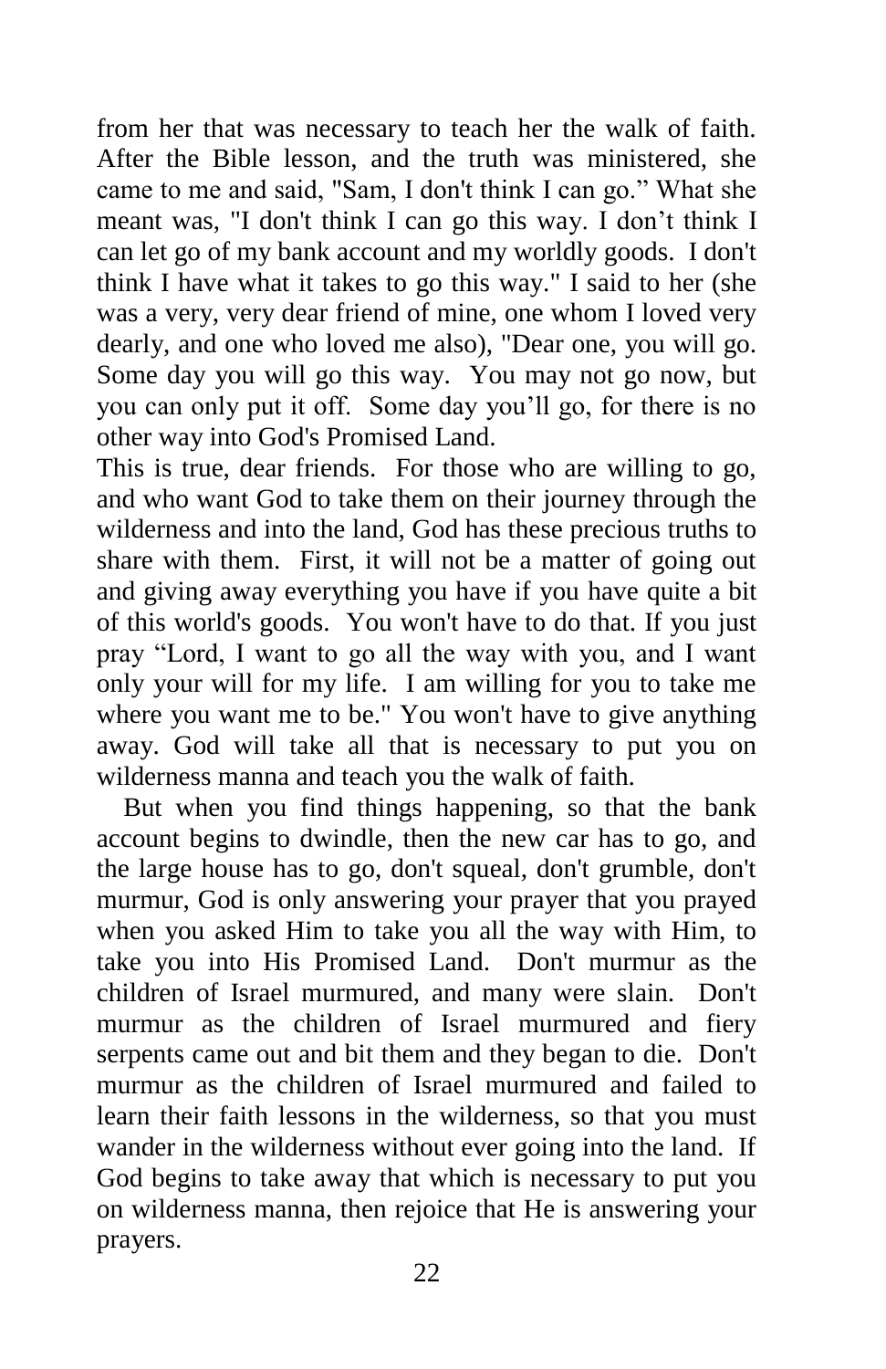from her that was necessary to teach her the walk of faith. After the Bible lesson, and the truth was ministered, she came to me and said, "Sam, I don't think I can go." What she meant was, "I don't think I can go this way. I don't think I can let go of my bank account and my worldly goods. I don't think I have what it takes to go this way." I said to her (she was a very, very dear friend of mine, one whom I loved very dearly, and one who loved me also), "Dear one, you will go. Some day you will go this way. You may not go now, but you can only put it off. Some day you'll go, for there is no other way into God's Promised Land.

This is true, dear friends. For those who are willing to go, and who want God to take them on their journey through the wilderness and into the land, God has these precious truths to share with them. First, it will not be a matter of going out and giving away everything you have if you have quite a bit of this world's goods. You won't have to do that. If you just pray "Lord, I want to go all the way with you, and I want only your will for my life. I am willing for you to take me where you want me to be." You won't have to give anything away. God will take all that is necessary to put you on wilderness manna and teach you the walk of faith.

But when you find things happening, so that the bank account begins to dwindle, then the new car has to go, and the large house has to go, don't squeal, don't grumble, don't murmur, God is only answering your prayer that you prayed when you asked Him to take you all the way with Him, to take you into His Promised Land. Don't murmur as the children of Israel murmured, and many were slain. Don't murmur as the children of Israel murmured and fiery serpents came out and bit them and they began to die. Don't murmur as the children of Israel murmured and failed to learn their faith lessons in the wilderness, so that you must wander in the wilderness without ever going into the land. If God begins to take away that which is necessary to put you on wilderness manna, then rejoice that He is answering your prayers.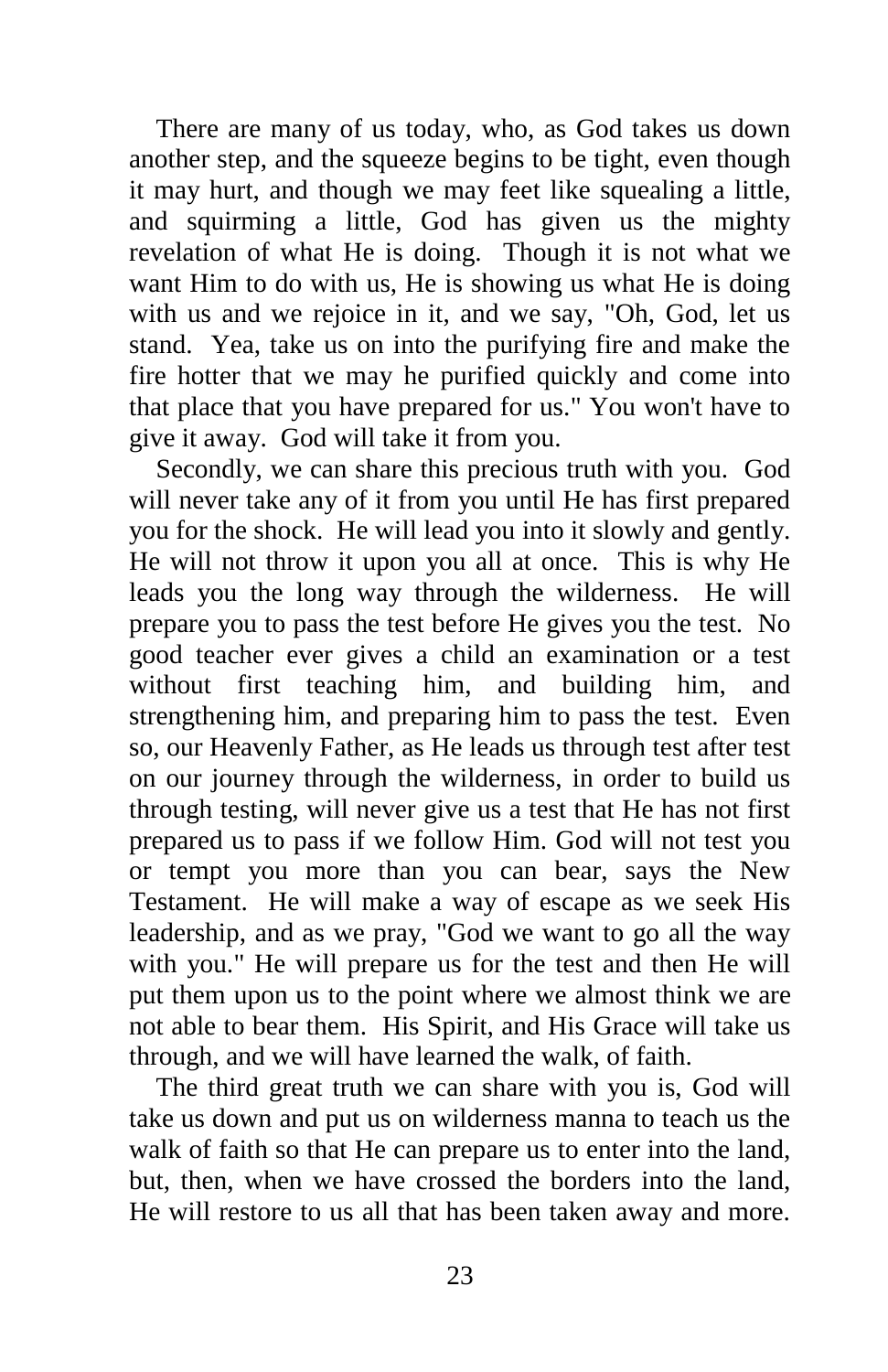There are many of us today, who, as God takes us down another step, and the squeeze begins to be tight, even though it may hurt, and though we may feet like squealing a little, and squirming a little, God has given us the mighty revelation of what He is doing. Though it is not what we want Him to do with us, He is showing us what He is doing with us and we rejoice in it, and we say, "Oh, God, let us stand. Yea, take us on into the purifying fire and make the fire hotter that we may he purified quickly and come into that place that you have prepared for us." You won't have to give it away. God will take it from you.

Secondly, we can share this precious truth with you. God will never take any of it from you until He has first prepared you for the shock. He will lead you into it slowly and gently. He will not throw it upon you all at once. This is why He leads you the long way through the wilderness. He will prepare you to pass the test before He gives you the test. No good teacher ever gives a child an examination or a test without first teaching him, and building him, and strengthening him, and preparing him to pass the test. Even so, our Heavenly Father, as He leads us through test after test on our journey through the wilderness, in order to build us through testing, will never give us a test that He has not first prepared us to pass if we follow Him. God will not test you or tempt you more than you can bear, says the New Testament. He will make a way of escape as we seek His leadership, and as we pray, "God we want to go all the way with you." He will prepare us for the test and then He will put them upon us to the point where we almost think we are not able to bear them. His Spirit, and His Grace will take us through, and we will have learned the walk, of faith.

The third great truth we can share with you is, God will take us down and put us on wilderness manna to teach us the walk of faith so that He can prepare us to enter into the land, but, then, when we have crossed the borders into the land, He will restore to us all that has been taken away and more.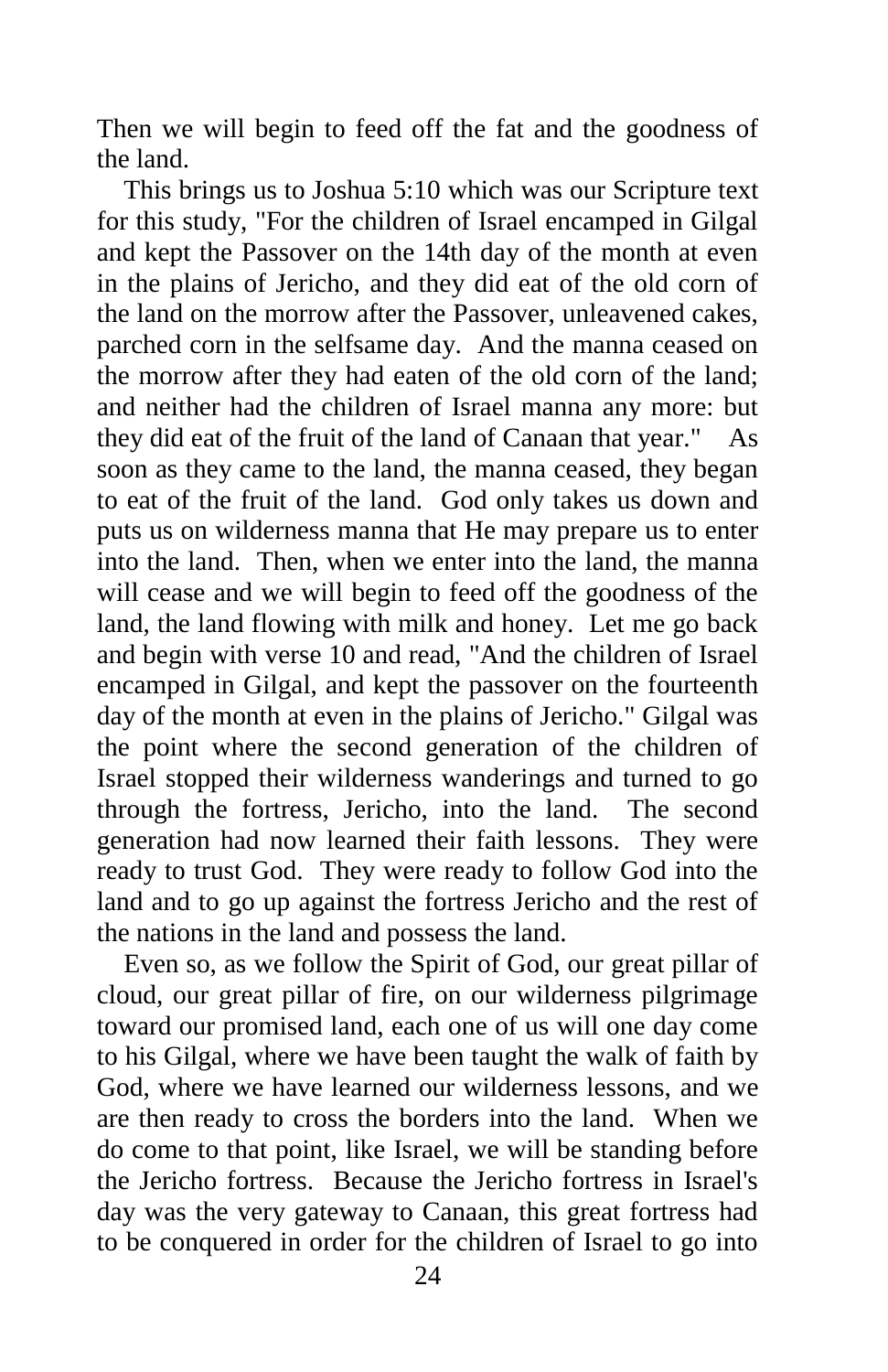Then we will begin to feed off the fat and the goodness of the land.

This brings us to Joshua 5:10 which was our Scripture text for this study, "For the children of Israel encamped in Gilgal and kept the Passover on the 14th day of the month at even in the plains of Jericho, and they did eat of the old corn of the land on the morrow after the Passover, unleavened cakes, parched corn in the selfsame day. And the manna ceased on the morrow after they had eaten of the old corn of the land; and neither had the children of Israel manna any more: but they did eat of the fruit of the land of Canaan that year." As soon as they came to the land, the manna ceased, they began to eat of the fruit of the land. God only takes us down and puts us on wilderness manna that He may prepare us to enter into the land. Then, when we enter into the land, the manna will cease and we will begin to feed off the goodness of the land, the land flowing with milk and honey. Let me go back and begin with verse 10 and read, "And the children of Israel encamped in Gilgal, and kept the passover on the fourteenth day of the month at even in the plains of Jericho." Gilgal was the point where the second generation of the children of Israel stopped their wilderness wanderings and turned to go through the fortress, Jericho, into the land. The second generation had now learned their faith lessons. They were ready to trust God. They were ready to follow God into the land and to go up against the fortress Jericho and the rest of the nations in the land and possess the land.

Even so, as we follow the Spirit of God, our great pillar of cloud, our great pillar of fire, on our wilderness pilgrimage toward our promised land, each one of us will one day come to his Gilgal, where we have been taught the walk of faith by God, where we have learned our wilderness lessons, and we are then ready to cross the borders into the land. When we do come to that point, like Israel, we will be standing before the Jericho fortress. Because the Jericho fortress in Israel's day was the very gateway to Canaan, this great fortress had to be conquered in order for the children of Israel to go into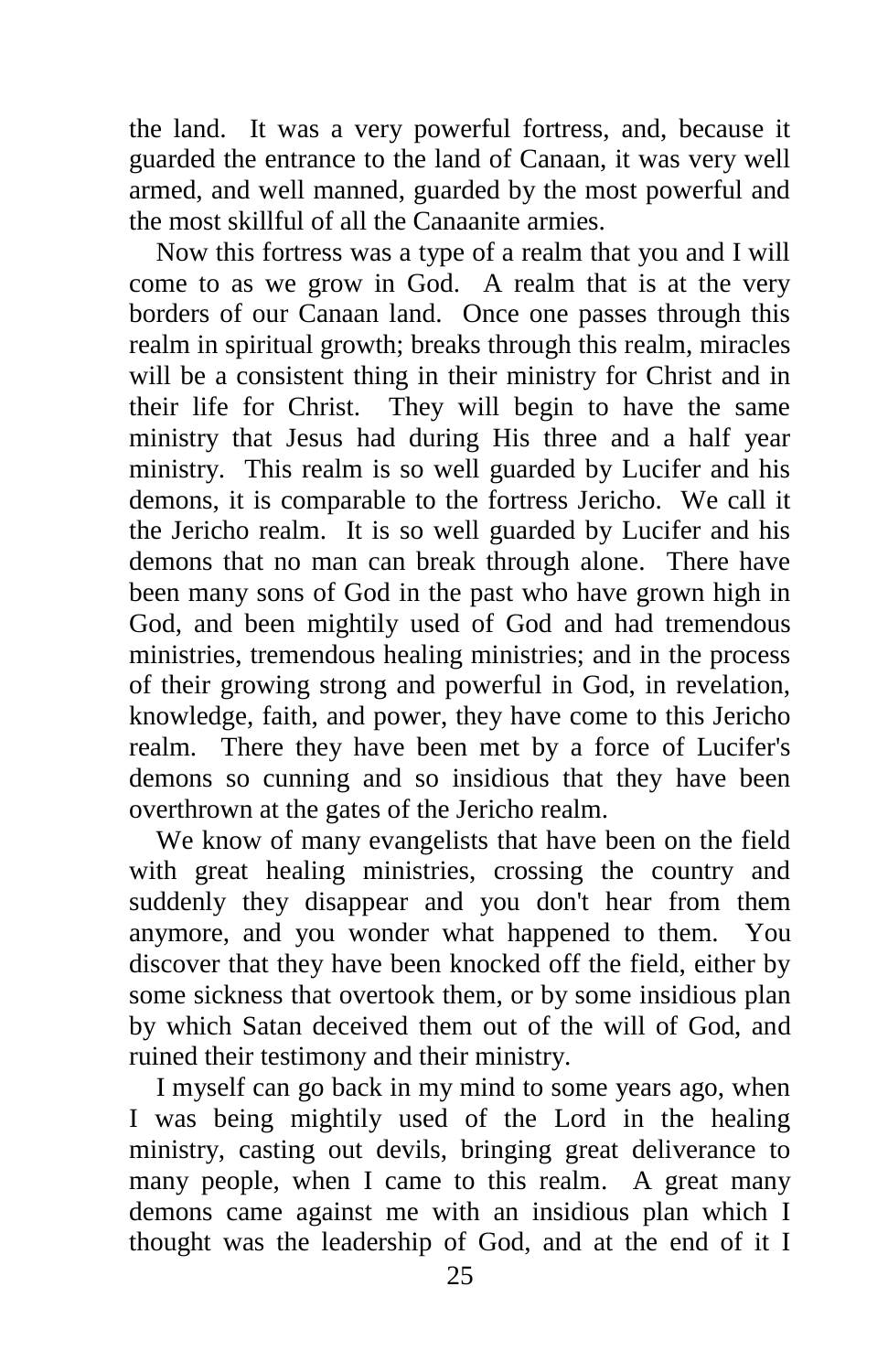the land. It was a very powerful fortress, and, because it guarded the entrance to the land of Canaan, it was very well armed, and well manned, guarded by the most powerful and the most skillful of all the Canaanite armies.

Now this fortress was a type of a realm that you and I will come to as we grow in God. A realm that is at the very borders of our Canaan land. Once one passes through this realm in spiritual growth; breaks through this realm, miracles will be a consistent thing in their ministry for Christ and in their life for Christ. They will begin to have the same ministry that Jesus had during His three and a half year ministry. This realm is so well guarded by Lucifer and his demons, it is comparable to the fortress Jericho. We call it the Jericho realm. It is so well guarded by Lucifer and his demons that no man can break through alone. There have been many sons of God in the past who have grown high in God, and been mightily used of God and had tremendous ministries, tremendous healing ministries; and in the process of their growing strong and powerful in God, in revelation, knowledge, faith, and power, they have come to this Jericho realm. There they have been met by a force of Lucifer's demons so cunning and so insidious that they have been overthrown at the gates of the Jericho realm.

We know of many evangelists that have been on the field with great healing ministries, crossing the country and suddenly they disappear and you don't hear from them anymore, and you wonder what happened to them. You discover that they have been knocked off the field, either by some sickness that overtook them, or by some insidious plan by which Satan deceived them out of the will of God, and ruined their testimony and their ministry.

I myself can go back in my mind to some years ago, when I was being mightily used of the Lord in the healing ministry, casting out devils, bringing great deliverance to many people, when I came to this realm. A great many demons came against me with an insidious plan which I thought was the leadership of God, and at the end of it I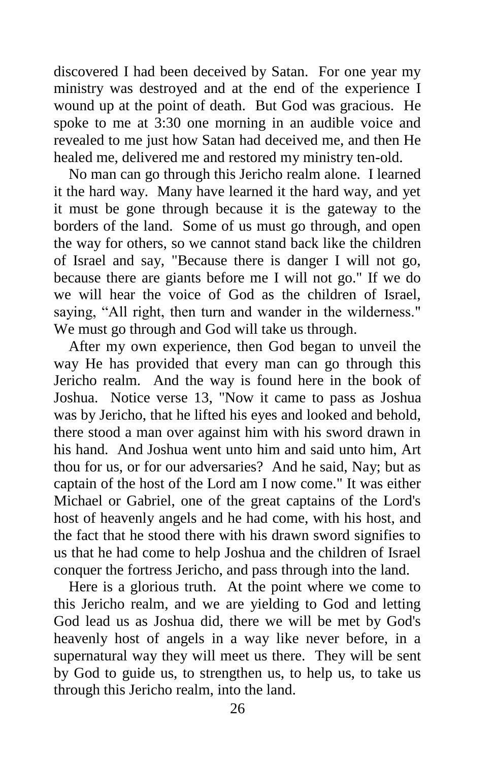discovered I had been deceived by Satan. For one year my ministry was destroyed and at the end of the experience I wound up at the point of death. But God was gracious. He spoke to me at 3:30 one morning in an audible voice and revealed to me just how Satan had deceived me, and then He healed me, delivered me and restored my ministry ten-old.

No man can go through this Jericho realm alone. I learned it the hard way. Many have learned it the hard way, and yet it must be gone through because it is the gateway to the borders of the land. Some of us must go through, and open the way for others, so we cannot stand back like the children of Israel and say, "Because there is danger I will not go, because there are giants before me I will not go." If we do we will hear the voice of God as the children of Israel, saying, "All right, then turn and wander in the wilderness." We must go through and God will take us through.

After my own experience, then God began to unveil the way He has provided that every man can go through this Jericho realm. And the way is found here in the book of Joshua. Notice verse 13, "Now it came to pass as Joshua was by Jericho, that he lifted his eyes and looked and behold, there stood a man over against him with his sword drawn in his hand. And Joshua went unto him and said unto him, Art thou for us, or for our adversaries? And he said, Nay; but as captain of the host of the Lord am I now come." It was either Michael or Gabriel, one of the great captains of the Lord's host of heavenly angels and he had come, with his host, and the fact that he stood there with his drawn sword signifies to us that he had come to help Joshua and the children of Israel conquer the fortress Jericho, and pass through into the land.

Here is a glorious truth. At the point where we come to this Jericho realm, and we are yielding to God and letting God lead us as Joshua did, there we will be met by God's heavenly host of angels in a way like never before, in a supernatural way they will meet us there. They will be sent by God to guide us, to strengthen us, to help us, to take us through this Jericho realm, into the land.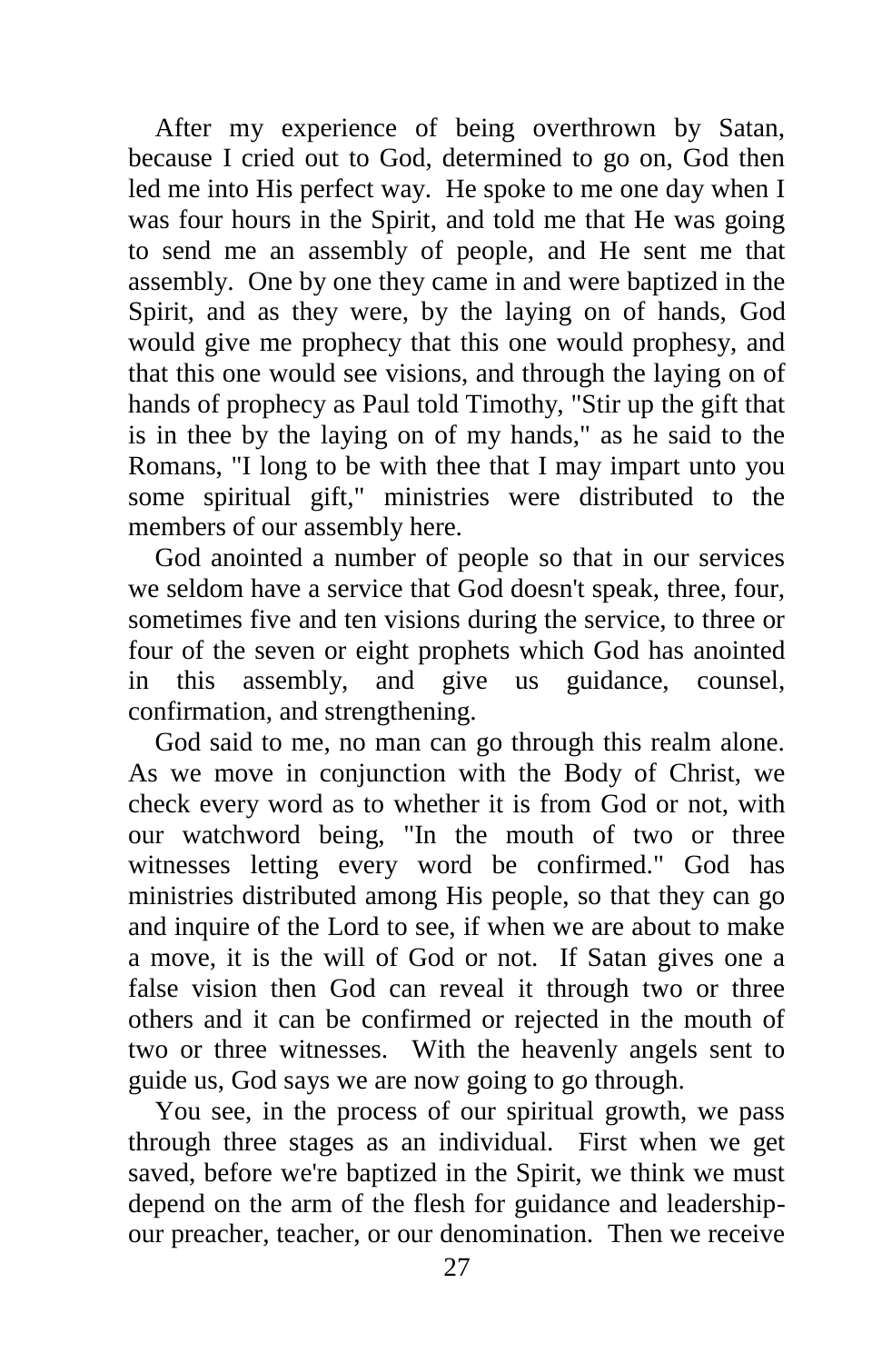After my experience of being overthrown by Satan, because I cried out to God, determined to go on, God then led me into His perfect way. He spoke to me one day when I was four hours in the Spirit, and told me that He was going to send me an assembly of people, and He sent me that assembly. One by one they came in and were baptized in the Spirit, and as they were, by the laying on of hands, God would give me prophecy that this one would prophesy, and that this one would see visions, and through the laying on of hands of prophecy as Paul told Timothy, "Stir up the gift that is in thee by the laying on of my hands," as he said to the Romans, "I long to be with thee that I may impart unto you some spiritual gift," ministries were distributed to the members of our assembly here.

God anointed a number of people so that in our services we seldom have a service that God doesn't speak, three, four, sometimes five and ten visions during the service, to three or four of the seven or eight prophets which God has anointed in this assembly, and give us guidance, counsel, confirmation, and strengthening.

God said to me, no man can go through this realm alone. As we move in conjunction with the Body of Christ, we check every word as to whether it is from God or not, with our watchword being, "In the mouth of two or three witnesses letting every word be confirmed." God has ministries distributed among His people, so that they can go and inquire of the Lord to see, if when we are about to make a move, it is the will of God or not. If Satan gives one a false vision then God can reveal it through two or three others and it can be confirmed or rejected in the mouth of two or three witnesses. With the heavenly angels sent to guide us, God says we are now going to go through.

You see, in the process of our spiritual growth, we pass through three stages as an individual. First when we get saved, before we're baptized in the Spirit, we think we must depend on the arm of the flesh for guidance and leadership- our preacher, teacher, or our denomination. Then we receive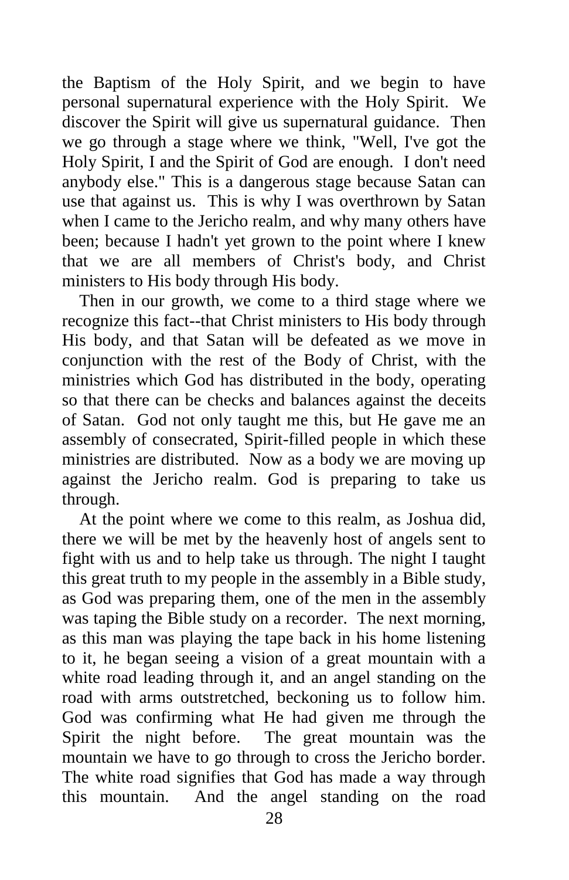the Baptism of the Holy Spirit, and we begin to have personal supernatural experience with the Holy Spirit. We discover the Spirit will give us supernatural guidance. Then we go through a stage where we think, "Well, I've got the Holy Spirit, I and the Spirit of God are enough. I don't need anybody else." This is a dangerous stage because Satan can use that against us. This is why I was overthrown by Satan when I came to the Jericho realm, and why many others have been; because I hadn't yet grown to the point where I knew that we are all members of Christ's body, and Christ ministers to His body through His body.

Then in our growth, we come to a third stage where we recognize this fact--that Christ ministers to His body through His body, and that Satan will be defeated as we move in conjunction with the rest of the Body of Christ, with the ministries which God has distributed in the body, operating so that there can be checks and balances against the deceits of Satan. God not only taught me this, but He gave me an assembly of consecrated, Spirit-filled people in which these ministries are distributed. Now as a body we are moving up against the Jericho realm. God is preparing to take us through.

At the point where we come to this realm, as Joshua did, there we will be met by the heavenly host of angels sent to fight with us and to help take us through. The night I taught this great truth to my people in the assembly in a Bible study, as God was preparing them, one of the men in the assembly was taping the Bible study on a recorder. The next morning, as this man was playing the tape back in his home listening to it, he began seeing a vision of a great mountain with a white road leading through it, and an angel standing on the road with arms outstretched, beckoning us to follow him. God was confirming what He had given me through the Spirit the night before. The great mountain was the mountain we have to go through to cross the Jericho border. The white road signifies that God has made a way through this mountain. And the angel standing on the road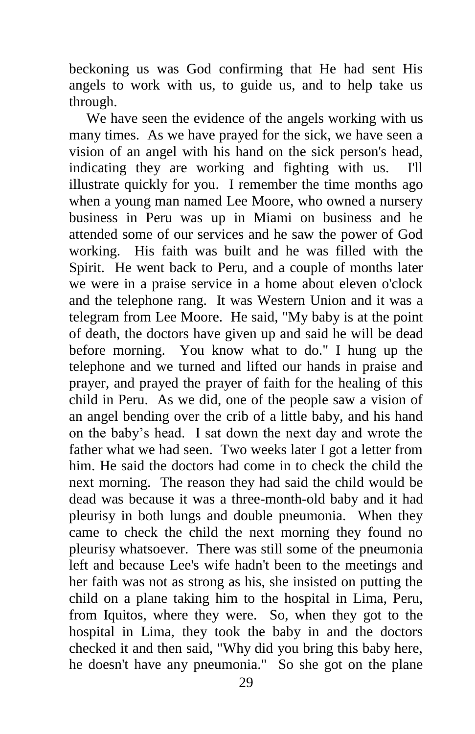beckoning us was God confirming that He had sent His angels to work with us, to guide us, and to help take us through.

We have seen the evidence of the angels working with us many times. As we have prayed for the sick, we have seen a vision of an angel with his hand on the sick person's head, indicating they are working and fighting with us. I'll illustrate quickly for you. I remember the time months ago when a young man named Lee Moore, who owned a nursery business in Peru was up in Miami on business and he attended some of our services and he saw the power of God working. His faith was built and he was filled with the Spirit. He went back to Peru, and a couple of months later we were in a praise service in a home about eleven o'clock and the telephone rang. It was Western Union and it was a telegram from Lee Moore. He said, "My baby is at the point of death, the doctors have given up and said he will be dead before morning. You know what to do." I hung up the telephone and we turned and lifted our hands in praise and prayer, and prayed the prayer of faith for the healing of this child in Peru. As we did, one of the people saw a vision of an angel bending over the crib of a little baby, and his hand on the baby's head. I sat down the next day and wrote the father what we had seen. Two weeks later I got a letter from him. He said the doctors had come in to check the child the next morning. The reason they had said the child would be dead was because it was a three-month-old baby and it had pleurisy in both lungs and double pneumonia. When they came to check the child the next morning they found no pleurisy whatsoever. There was still some of the pneumonia left and because Lee's wife hadn't been to the meetings and her faith was not as strong as his, she insisted on putting the child on a plane taking him to the hospital in Lima, Peru, from Iquitos, where they were. So, when they got to the hospital in Lima, they took the baby in and the doctors checked it and then said, "Why did you bring this baby here, he doesn't have any pneumonia." So she got on the plane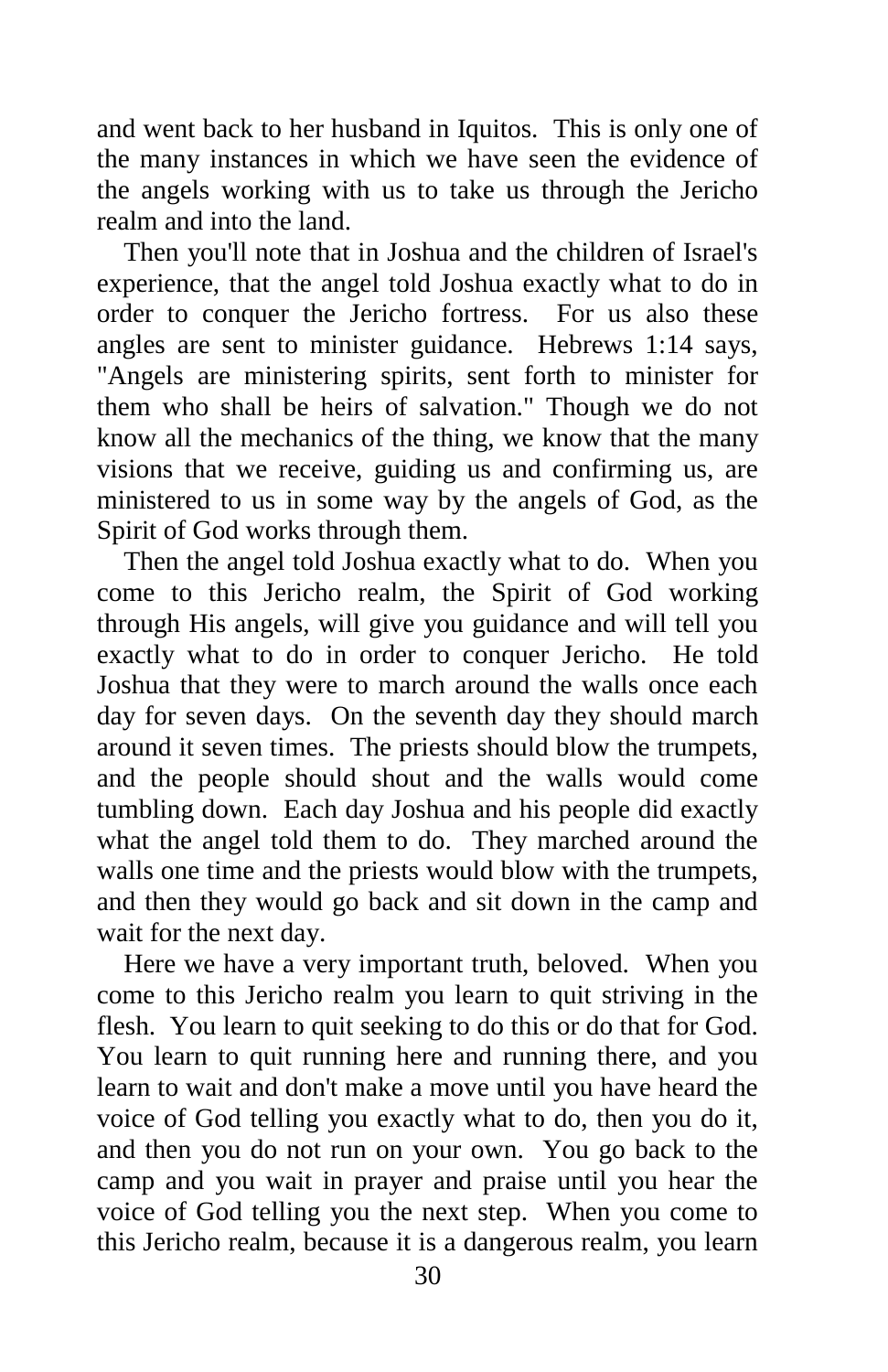and went back to her husband in Iquitos. This is only one of the many instances in which we have seen the evidence of the angels working with us to take us through the Jericho realm and into the land.

Then you'll note that in Joshua and the children of Israel's experience, that the angel told Joshua exactly what to do in order to conquer the Jericho fortress. For us also these angles are sent to minister guidance. Hebrews 1:14 says, "Angels are ministering spirits, sent forth to minister for them who shall be heirs of salvation." Though we do not know all the mechanics of the thing, we know that the many visions that we receive, guiding us and confirming us, are ministered to us in some way by the angels of God, as the Spirit of God works through them.

Then the angel told Joshua exactly what to do. When you come to this Jericho realm, the Spirit of God working through His angels, will give you guidance and will tell you exactly what to do in order to conquer Jericho. He told Joshua that they were to march around the walls once each day for seven days. On the seventh day they should march around it seven times. The priests should blow the trumpets, and the people should shout and the walls would come tumbling down. Each day Joshua and his people did exactly what the angel told them to do. They marched around the walls one time and the priests would blow with the trumpets, and then they would go back and sit down in the camp and wait for the next day.

Here we have a very important truth, beloved. When you come to this Jericho realm you learn to quit striving in the flesh. You learn to quit seeking to do this or do that for God. You learn to quit running here and running there, and you learn to wait and don't make a move until you have heard the voice of God telling you exactly what to do, then you do it, and then you do not run on your own. You go back to the camp and you wait in prayer and praise until you hear the voice of God telling you the next step. When you come to this Jericho realm, because it is a dangerous realm, you learn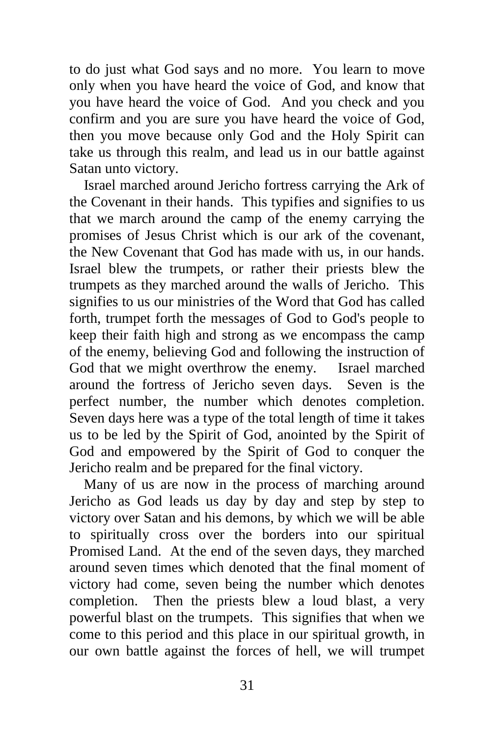to do just what God says and no more. You learn to move only when you have heard the voice of God, and know that you have heard the voice of God. And you check and you confirm and you are sure you have heard the voice of God, then you move because only God and the Holy Spirit can take us through this realm, and lead us in our battle against Satan unto victory.

Israel marched around Jericho fortress carrying the Ark of the Covenant in their hands. This typifies and signifies to us that we march around the camp of the enemy carrying the promises of Jesus Christ which is our ark of the covenant, the New Covenant that God has made with us, in our hands. Israel blew the trumpets, or rather their priests blew the trumpets as they marched around the walls of Jericho. This signifies to us our ministries of the Word that God has called forth, trumpet forth the messages of God to God's people to keep their faith high and strong as we encompass the camp of the enemy, believing God and following the instruction of God that we might overthrow the enemy. Israel marched around the fortress of Jericho seven days. Seven is the perfect number, the number which denotes completion. Seven days here was a type of the total length of time it takes us to be led by the Spirit of God, anointed by the Spirit of God and empowered by the Spirit of God to conquer the Jericho realm and be prepared for the final victory.

Many of us are now in the process of marching around Jericho as God leads us day by day and step by step to victory over Satan and his demons, by which we will be able to spiritually cross over the borders into our spiritual Promised Land. At the end of the seven days, they marched around seven times which denoted that the final moment of victory had come, seven being the number which denotes completion. Then the priests blew a loud blast, a very powerful blast on the trumpets. This signifies that when we come to this period and this place in our spiritual growth, in our own battle against the forces of hell, we will trumpet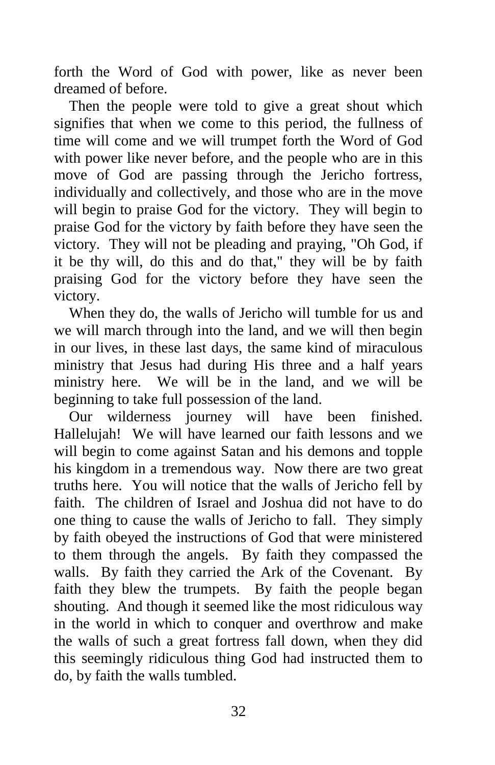forth the Word of God with power, like as never been dreamed of before.

Then the people were told to give a great shout which signifies that when we come to this period, the fullness of time will come and we will trumpet forth the Word of God with power like never before, and the people who are in this move of God are passing through the Jericho fortress, individually and collectively, and those who are in the move will begin to praise God for the victory. They will begin to praise God for the victory by faith before they have seen the victory. They will not be pleading and praying, "Oh God, if it be thy will, do this and do that," they will be by faith praising God for the victory before they have seen the victory.

When they do, the walls of Jericho will tumble for us and we will march through into the land, and we will then begin in our lives, in these last days, the same kind of miraculous ministry that Jesus had during His three and a half years ministry here. We will be in the land, and we will be beginning to take full possession of the land.

Our wilderness journey will have been finished. Hallelujah! We will have learned our faith lessons and we will begin to come against Satan and his demons and topple his kingdom in a tremendous way. Now there are two great truths here. You will notice that the walls of Jericho fell by faith. The children of Israel and Joshua did not have to do one thing to cause the walls of Jericho to fall. They simply by faith obeyed the instructions of God that were ministered to them through the angels. By faith they compassed the walls. By faith they carried the Ark of the Covenant. By faith they blew the trumpets. By faith the people began shouting. And though it seemed like the most ridiculous way in the world in which to conquer and overthrow and make the walls of such a great fortress fall down, when they did this seemingly ridiculous thing God had instructed them to do, by faith the walls tumbled.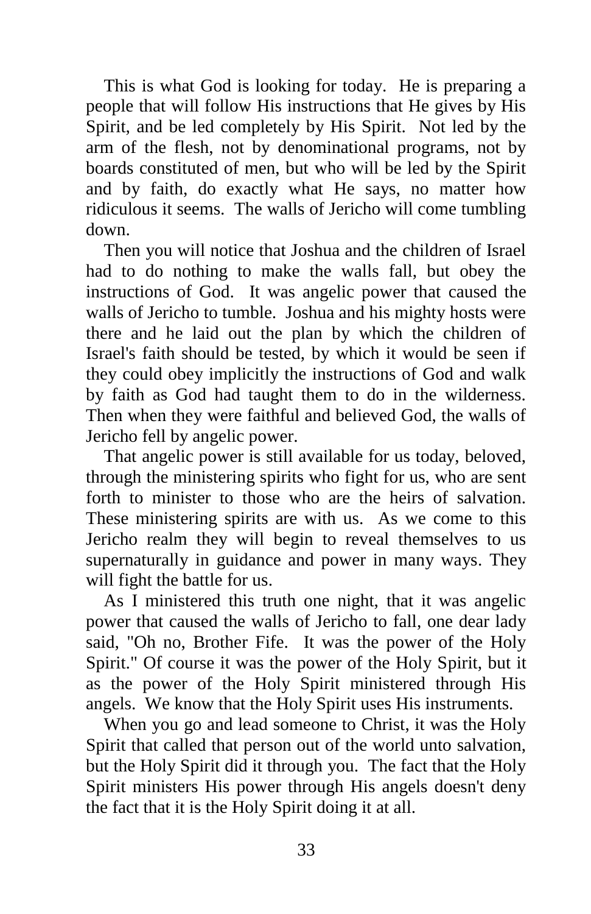This is what God is looking for today. He is preparing a people that will follow His instructions that He gives by His Spirit, and be led completely by His Spirit. Not led by the arm of the flesh, not by denominational programs, not by boards constituted of men, but who will be led by the Spirit and by faith, do exactly what He says, no matter how ridiculous it seems. The walls of Jericho will come tumbling down.

Then you will notice that Joshua and the children of Israel had to do nothing to make the walls fall, but obey the instructions of God. It was angelic power that caused the walls of Jericho to tumble. Joshua and his mighty hosts were there and he laid out the plan by which the children of Israel's faith should be tested, by which it would be seen if they could obey implicitly the instructions of God and walk by faith as God had taught them to do in the wilderness. Then when they were faithful and believed God, the walls of Jericho fell by angelic power.

That angelic power is still available for us today, beloved, through the ministering spirits who fight for us, who are sent forth to minister to those who are the heirs of salvation. These ministering spirits are with us. As we come to this Jericho realm they will begin to reveal themselves to us supernaturally in guidance and power in many ways. They will fight the battle for us.

As I ministered this truth one night, that it was angelic power that caused the walls of Jericho to fall, one dear lady said, "Oh no, Brother Fife. It was the power of the Holy Spirit." Of course it was the power of the Holy Spirit, but it as the power of the Holy Spirit ministered through His angels. We know that the Holy Spirit uses His instruments.

When you go and lead someone to Christ, it was the Holy Spirit that called that person out of the world unto salvation, but the Holy Spirit did it through you. The fact that the Holy Spirit ministers His power through His angels doesn't deny the fact that it is the Holy Spirit doing it at all.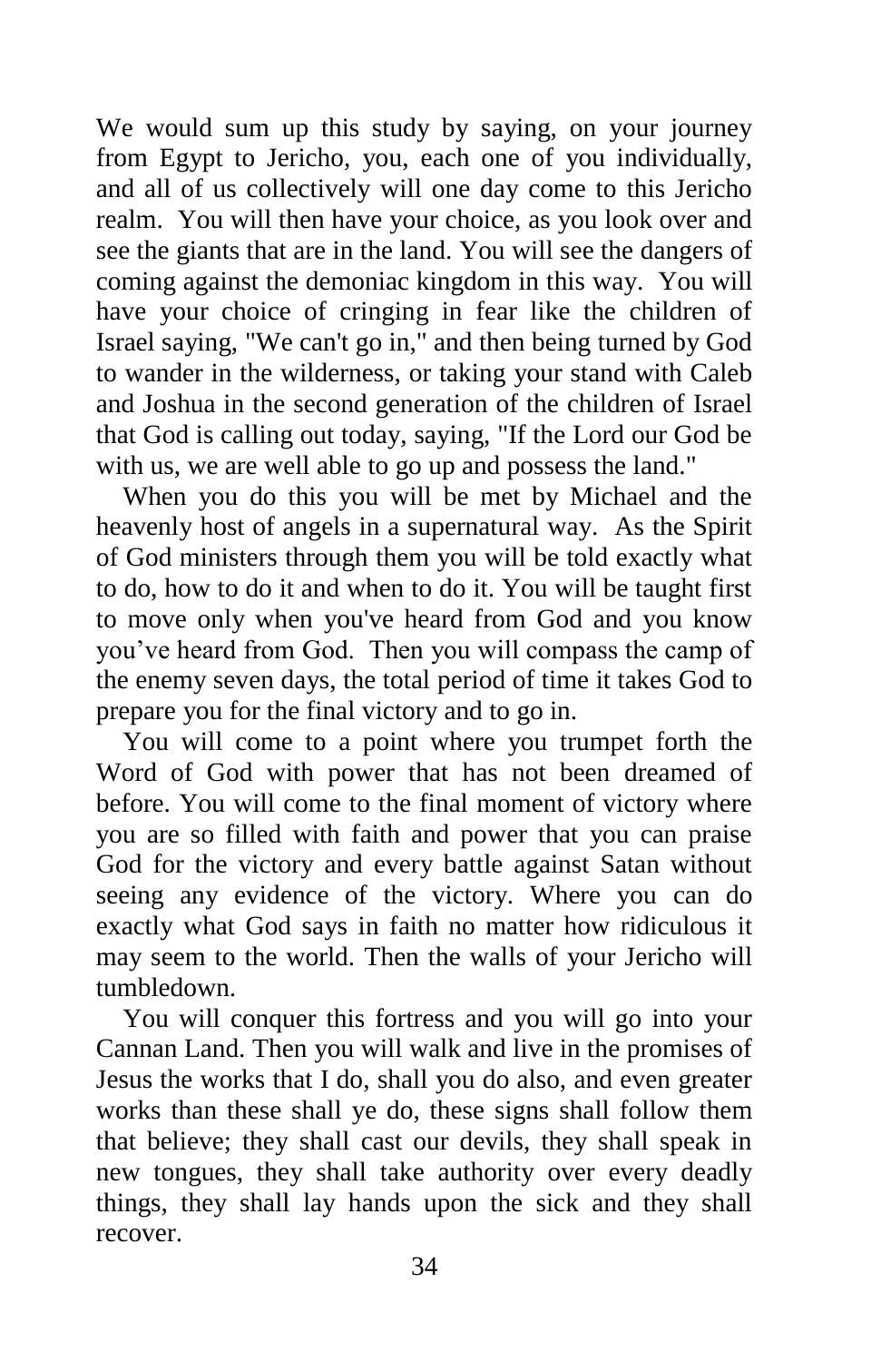We would sum up this study by saying, on your journey from Egypt to Jericho, you, each one of you individually, and all of us collectively will one day come to this Jericho realm. You will then have your choice, as you look over and see the giants that are in the land. You will see the dangers of coming against the demoniac kingdom in this way. You will have your choice of cringing in fear like the children of Israel saying, "We can't go in," and then being turned by God to wander in the wilderness, or taking your stand with Caleb and Joshua in the second generation of the children of Israel that God is calling out today, saying, "If the Lord our God be with us, we are well able to go up and possess the land."

When you do this you will be met by Michael and the heavenly host of angels in a supernatural way. As the Spirit of God ministers through them you will be told exactly what to do, how to do it and when to do it. You will be taught first to move only when you've heard from God and you know you've heard from God. Then you will compass the camp of the enemy seven days, the total period of time it takes God to prepare you for the final victory and to go in.

You will come to a point where you trumpet forth the Word of God with power that has not been dreamed of before. You will come to the final moment of victory where you are so filled with faith and power that you can praise God for the victory and every battle against Satan without seeing any evidence of the victory. Where you can do exactly what God says in faith no matter how ridiculous it may seem to the world. Then the walls of your Jericho will tumbledown.

You will conquer this fortress and you will go into your Cannan Land. Then you will walk and live in the promises of Jesus the works that I do, shall you do also, and even greater works than these shall ye do, these signs shall follow them that believe; they shall cast our devils, they shall speak in new tongues, they shall take authority over every deadly things, they shall lay hands upon the sick and they shall recover.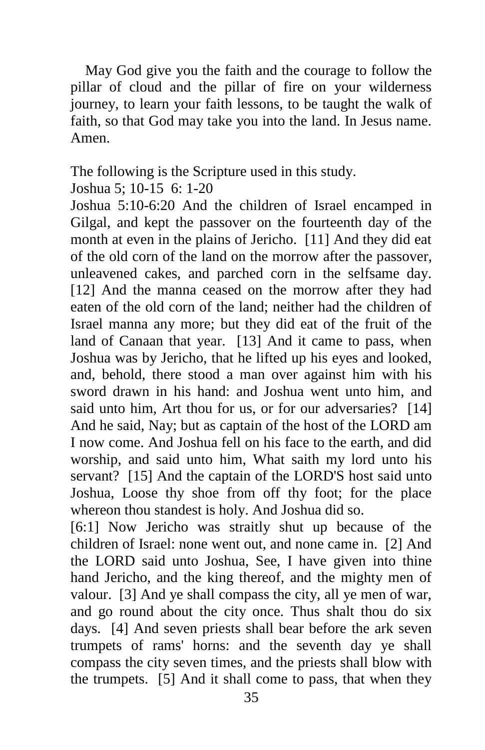May God give you the faith and the courage to follow the pillar of cloud and the pillar of fire on your wilderness journey, to learn your faith lessons, to be taught the walk of faith, so that God may take you into the land. In Jesus name. Amen.

The following is the Scripture used in this study.

Joshua 5; 10-15 6: 1-20

Joshua 5:10-6:20 And the children of Israel encamped in Gilgal, and kept the passover on the fourteenth day of the month at even in the plains of Jericho. [11] And they did eat of the old corn of the land on the morrow after the passover, unleavened cakes, and parched corn in the selfsame day. [12] And the manna ceased on the morrow after they had eaten of the old corn of the land; neither had the children of Israel manna any more; but they did eat of the fruit of the land of Canaan that year. [13] And it came to pass, when Joshua was by Jericho, that he lifted up his eyes and looked, and, behold, there stood a man over against him with his sword drawn in his hand: and Joshua went unto him, and said unto him, Art thou for us, or for our adversaries? [14] And he said, Nay; but as captain of the host of the LORD am I now come. And Joshua fell on his face to the earth, and did worship, and said unto him, What saith my lord unto his servant? [15] And the captain of the LORD'S host said unto Joshua, Loose thy shoe from off thy foot; for the place whereon thou standest is holy. And Joshua did so.

[6:1] Now Jericho was straitly shut up because of the children of Israel: none went out, and none came in. [2] And the LORD said unto Joshua, See, I have given into thine hand Jericho, and the king thereof, and the mighty men of valour. [3] And ye shall compass the city, all ye men of war, and go round about the city once. Thus shalt thou do six days. [4] And seven priests shall bear before the ark seven trumpets of rams' horns: and the seventh day ye shall compass the city seven times, and the priests shall blow with the trumpets. [5] And it shall come to pass, that when they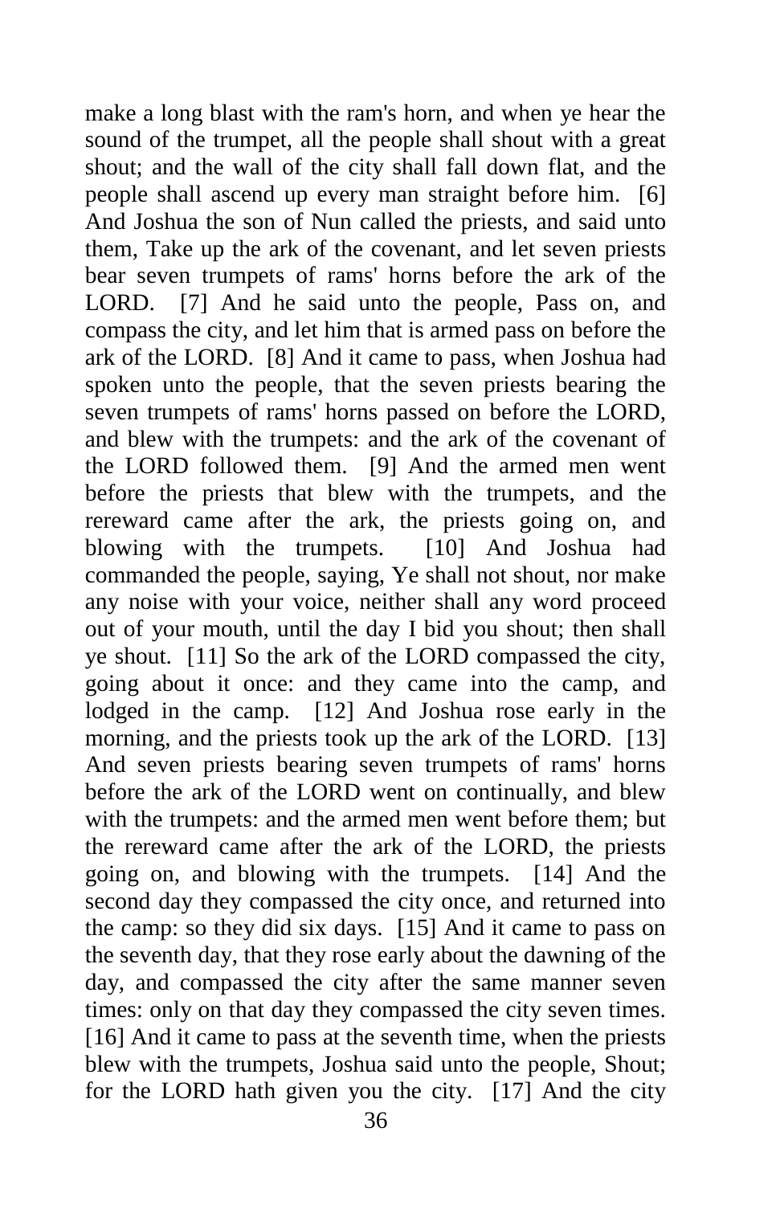make a long blast with the ram's horn, and when ye hear the sound of the trumpet, all the people shall shout with a great shout; and the wall of the city shall fall down flat, and the people shall ascend up every man straight before him. [6] And Joshua the son of Nun called the priests, and said unto them, Take up the ark of the covenant, and let seven priests bear seven trumpets of rams' horns before the ark of the LORD. [7] And he said unto the people, Pass on, and compass the city, and let him that is armed pass on before the ark of the LORD. [8] And it came to pass, when Joshua had spoken unto the people, that the seven priests bearing the seven trumpets of rams' horns passed on before the LORD, and blew with the trumpets: and the ark of the covenant of the LORD followed them. [9] And the armed men went before the priests that blew with the trumpets, and the rereward came after the ark, the priests going on, and blowing with the trumpets. [10] And Joshua had commanded the people, saying, Ye shall not shout, nor make any noise with your voice, neither shall any word proceed out of your mouth, until the day I bid you shout; then shall ye shout. [11] So the ark of the LORD compassed the city, going about it once: and they came into the camp, and lodged in the camp. [12] And Joshua rose early in the morning, and the priests took up the ark of the LORD. [13] And seven priests bearing seven trumpets of rams' horns before the ark of the LORD went on continually, and blew with the trumpets: and the armed men went before them; but the rereward came after the ark of the LORD, the priests going on, and blowing with the trumpets. [14] And the second day they compassed the city once, and returned into the camp: so they did six days. [15] And it came to pass on the seventh day, that they rose early about the dawning of the day, and compassed the city after the same manner seven times: only on that day they compassed the city seven times. [16] And it came to pass at the seventh time, when the priests blew with the trumpets, Joshua said unto the people, Shout; for the LORD hath given you the city. [17] And the city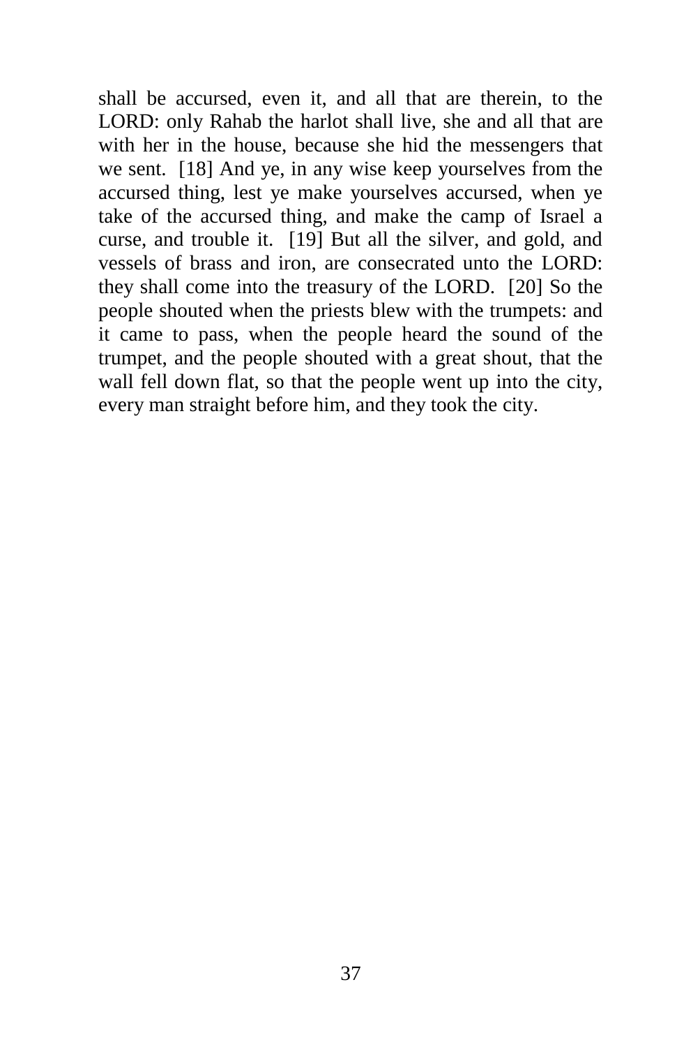shall be accursed, even it, and all that are therein, to the LORD: only Rahab the harlot shall live, she and all that are with her in the house, because she hid the messengers that we sent. [18] And ye, in any wise keep yourselves from the accursed thing, lest ye make yourselves accursed, when ye take of the accursed thing, and make the camp of Israel a curse, and trouble it. [19] But all the silver, and gold, and vessels of brass and iron, are consecrated unto the LORD: they shall come into the treasury of the LORD. [20] So the people shouted when the priests blew with the trumpets: and it came to pass, when the people heard the sound of the trumpet, and the people shouted with a great shout, that the wall fell down flat, so that the people went up into the city, every man straight before him, and they took the city.